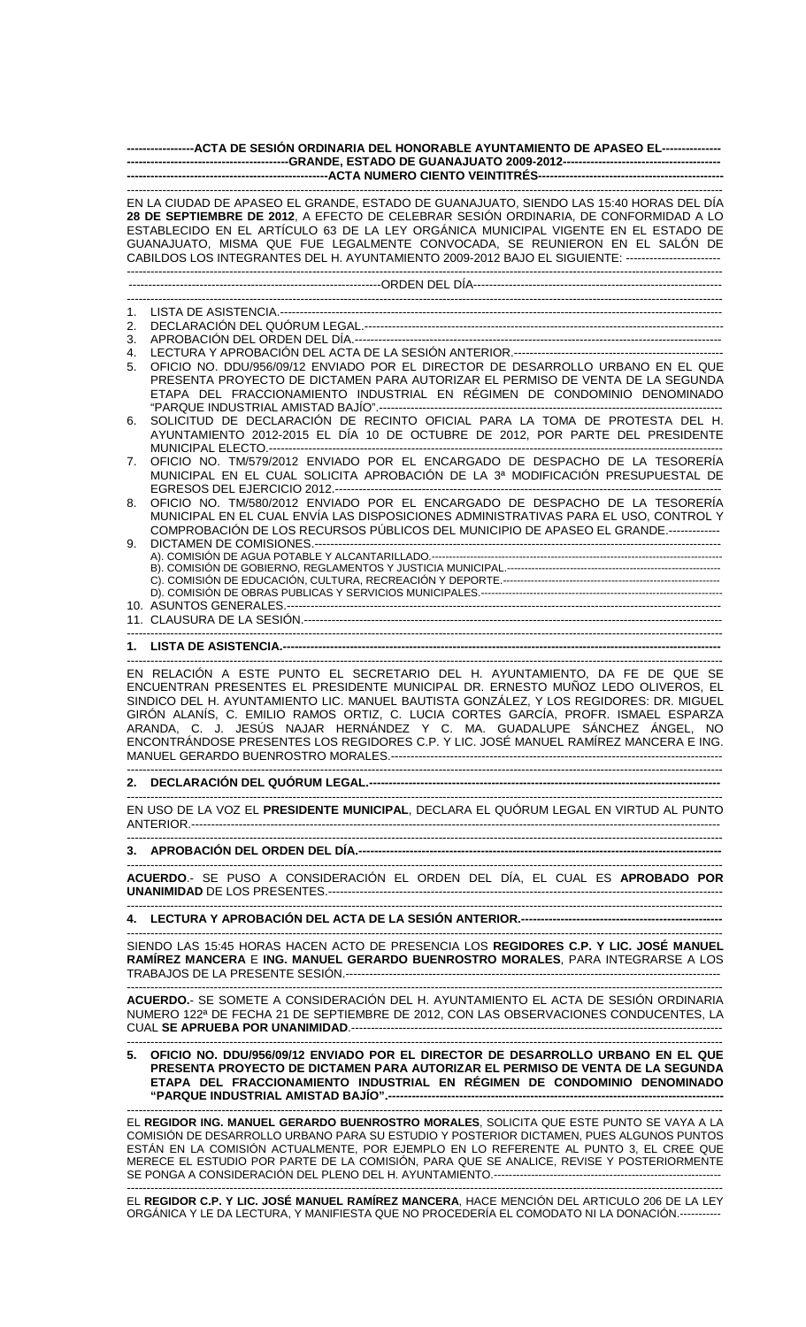**ACTA DE SESIÓN ORDINARIA DEL HONORABLE AYUNTAMIENTO DE APASEO EL GRANDE, ESTADO DE GUANAJUATO 2009-2012**

**ACTA NUMERO CIENTO VEINTITRÉS**

EN LA CIUDAD DE APASEO EL GRANDE, ESTADO DE GUANAJUATO, SIENDO LAS 15:40 HORAS DEL DÍA **28 DE SEPTIEMBRE DE 2012**, A EFECTO DE CELEBRAR SESIÓN ORDINARIA, DE CONFORMIDAD A LO ESTABLECIDO EN EL ARTÍCULO 63 DE LA LEY ORGÁNICA MUNICIPAL VIGENTE EN EL ESTADO DE GUANAJUATO, MISMA QUE FUE LEGALMENTE CONVOCADA, SE REUNIERON EN EL SALÓN DE CABILDOS LOS INTEGRANTES DEL H. AYUNTAMIENTO 2009-2012 BAJO EL SIGUIENTE: ------------------------

ORDEN DEL DÍA

1. LISTA DE ASISTENCIA.
2. DECLARACIÓN DEL QUÓRUM LEGAL.
3. APROBACIÓN DEL ORDEN DEL DÍA.
4. LECTURA Y APROBACIÓN DEL ACTA DE LA SESIÓN ANTERIOR.
5. OFICIO NO. DDU/956/09/12 ENVIADO POR EL DIRECTOR DE DESARROLLO URBANO EN EL QUE PRESENTA PROYECTO DE DICTAMEN PARA AUTORIZAR EL PERMISO DE VENTA DE LA SEGUNDA ETAPA DEL FRACCIONAMIENTO INDUSTRIAL EN RÉGIMEN DE CONDOMINIO DENOMINADO "PARQUE INDUSTRIAL AMISTAD BAJÍO".
6. SOLICITUD DE DECLARACIÓN DE RECINTO OFICIAL PARA LA TOMA DE PROTESTA DEL H. AYUNTAMIENTO 2012-2015 EL DÍA 10 DE OCTUBRE DE 2012, POR PARTE DEL PRESIDENTE MUNICIPAL ELECTO.
7. OFICIO NO. TM/579/2012 ENVIADO POR EL ENCARGADO DE DESPACHO DE LA TESORERÍA MUNICIPAL EN EL CUAL SOLICITA APROBACIÓN DE LA 3ª MODIFICACIÓN PRESUPUESTAL DE EGRESOS DEL EJERCICIO 2012.
8. OFICIO NO. TM/580/2012 ENVIADO POR EL ENCARGADO DE DESPACHO DE LA TESORERÍA MUNICIPAL EN EL CUAL ENVÍA LAS DISPOSICIONES ADMINISTRATIVAS PARA EL USO, CONTROL Y COMPROBACIÓN DE LOS RECURSOS PÚBLICOS DEL MUNICIPIO DE APASEO EL GRANDE.
9. DICTAMEN DE COMISIONES.
   - A). COMISIÓN DE AGUA POTABLE Y ALCANTARILLADO.
   - B). COMISIÓN DE GOBIERNO, REGLAMENTOS Y JUSTICIA MUNICIPAL.
   - C). COMISIÓN DE EDUCACIÓN, CULTURA, RECREACIÓN Y DEPORTE.
   - D). COMISIÓN DE OBRAS PUBLICAS Y SERVICIOS MUNICIPALES.
10. ASUNTOS GENERALES.
11. CLAUSURA DE LA SESIÓN.

**1. LISTA DE ASISTENCIA.**

EN RELACIÓN A ESTE PUNTO EL SECRETARIO DEL H. AYUNTAMIENTO, DA FE DE QUE SE ENCUENTRAN PRESENTES EL PRESIDENTE MUNICIPAL DR. ERNESTO MUÑOZ LEDO OLIVEROS, EL SINDICO DEL H. AYUNTAMIENTO LIC. MANUEL BAUTISTA GONZÁLEZ, Y LOS REGIDORES: DR. MIGUEL GIRÓN ALANÍS, C. EMILIO RAMOS ORTIZ, C. LUCIA CORTES GARCÍA, PROFR. ISMAEL ESPARZA ARANDA, C. J. JESÚS NAJAR HERNÁNDEZ Y C. MA. GUADALUPE SÁNCHEZ ÁNGEL, NO ENCONTRÁNDOSE PRESENTES LOS REGIDORES C.P. Y LIC. JOSÉ MANUEL RAMÍREZ MANCERA E ING. MANUEL GERARDO BUENROSTRO MORALES.

**2. DECLARACIÓN DEL QUÓRUM LEGAL.**

EN USO DE LA VOZ EL **PRESIDENTE MUNICIPAL**, DECLARA EL QUÓRUM LEGAL EN VIRTUD AL PUNTO ANTERIOR.

**3. APROBACIÓN DEL ORDEN DEL DÍA.**

**ACUERDO**.- SE PUSO A CONSIDERACIÓN EL ORDEN DEL DÍA, EL CUAL ES **APROBADO POR UNANIMIDAD** DE LOS PRESENTES.

**4. LECTURA Y APROBACIÓN DEL ACTA DE LA SESIÓN ANTERIOR.**

SIENDO LAS 15:45 HORAS HACEN ACTO DE PRESENCIA LOS **REGIDORES C.P. Y LIC. JOSÉ MANUEL RAMÍREZ MANCERA** E **ING. MANUEL GERARDO BUENROSTRO MORALES**, PARA INTEGRARSE A LOS TRABAJOS DE LA PRESENTE SESIÓN.

**ACUERDO.**- SE SOMETE A CONSIDERACIÓN DEL H. AYUNTAMIENTO EL ACTA DE SESIÓN ORDINARIA NUMERO 122ª DE FECHA 21 DE SEPTIEMBRE DE 2012, CON LAS OBSERVACIONES CONDUCENTES, LA CUAL **SE APRUEBA POR UNANIMIDAD**.

**5. OFICIO NO. DDU/956/09/12 ENVIADO POR EL DIRECTOR DE DESARROLLO URBANO EN EL QUE PRESENTA PROYECTO DE DICTAMEN PARA AUTORIZAR EL PERMISO DE VENTA DE LA SEGUNDA ETAPA DEL FRACCIONAMIENTO INDUSTRIAL EN RÉGIMEN DE CONDOMINIO DENOMINADO "PARQUE INDUSTRIAL AMISTAD BAJÍO".**

EL **REGIDOR ING. MANUEL GERARDO BUENROSTRO MORALES**, SOLICITA QUE ESTE PUNTO SE VAYA A LA COMISIÓN DE DESARROLLO URBANO PARA SU ESTUDIO Y POSTERIOR DICTAMEN, PUES ALGUNOS PUNTOS ESTÁN EN LA COMISIÓN ACTUALMENTE, POR EJEMPLO EN LO REFERENTE AL PUNTO 3, EL CREE QUE MERECE EL ESTUDIO POR PARTE DE LA COMISIÓN, PARA QUE SE ANALICE, REVISE Y POSTERIORMENTE SE PONGA A CONSIDERACIÓN DEL PLENO DEL H. AYUNTAMIENTO.

EL **REGIDOR C.P. Y LIC. JOSÉ MANUEL RAMÍREZ MANCERA**, HACE MENCIÓN DEL ARTICULO 206 DE LA LEY ORGÁNICA Y LE DA LECTURA, Y MANIFIESTA QUE NO PROCEDERÍA EL COMODATO NI LA DONACIÓN.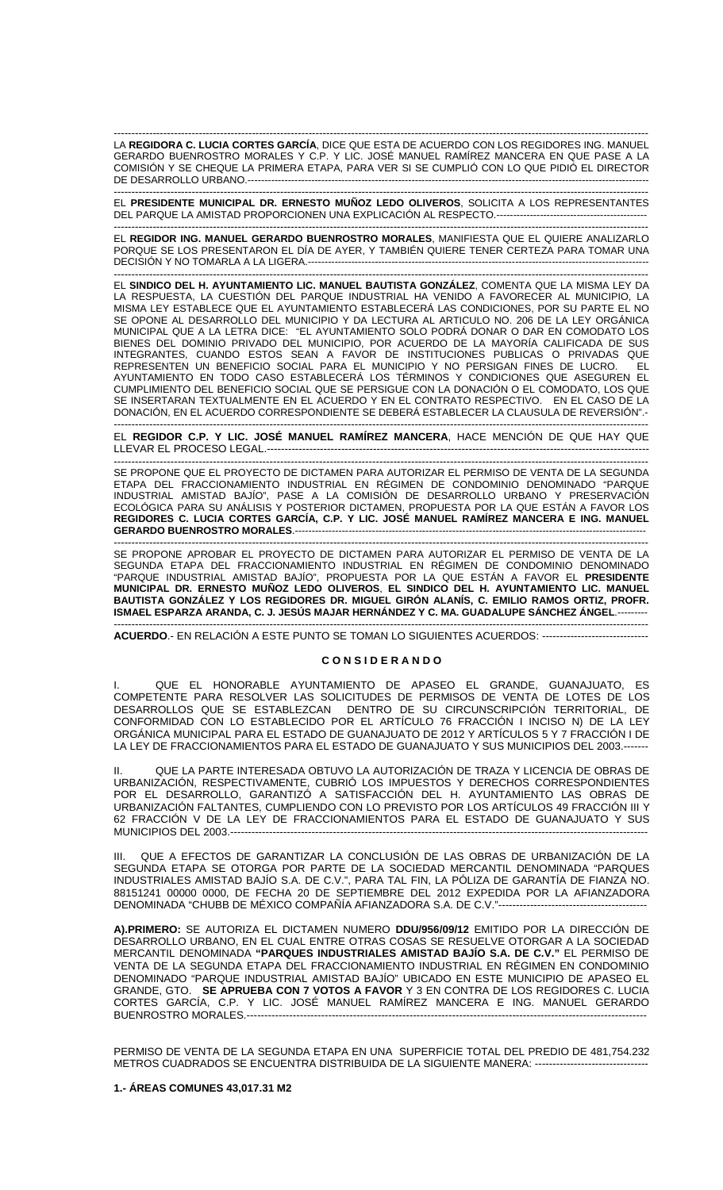---

LA **REGIDORA C. LUCIA CORTES GARCÍA**, DICE QUE ESTA DE ACUERDO CON LOS REGIDORES ING. MANUEL GERARDO BUENROSTRO MORALES Y C.P. Y LIC. JOSÉ MANUEL RAMÍREZ MANCERA EN QUE PASE A LA COMISIÓN Y SE CHEQUE LA PRIMERA ETAPA, PARA VER SI SE CUMPLIÓ CON LO QUE PIDIÓ EL DIRECTOR DE DESARROLLO URBANO.---

---

EL **PRESIDENTE MUNICIPAL DR. ERNESTO MUÑOZ LEDO OLIVEROS**, SOLICITA A LOS REPRESENTANTES DEL PARQUE LA AMISTAD PROPORCIONEN UNA EXPLICACIÓN AL RESPECTO.---

---

EL **REGIDOR ING. MANUEL GERARDO BUENROSTRO MORALES**, MANIFIESTA QUE EL QUIERE ANALIZARLO PORQUE SE LOS PRESENTARON EL DÍA DE AYER, Y TAMBIÉN QUIERE TENER CERTEZA PARA TOMAR UNA DECISIÓN Y NO TOMARLA A LA LIGERA.---

---

EL **SINDICO DEL H. AYUNTAMIENTO LIC. MANUEL BAUTISTA GONZÁLEZ**, COMENTA QUE LA MISMA LEY DA LA RESPUESTA, LA CUESTIÓN DEL PARQUE INDUSTRIAL HA VENIDO A FAVORECER AL MUNICIPIO, LA MISMA LEY ESTABLECE QUE EL AYUNTAMIENTO ESTABLECERÁ LAS CONDICIONES, POR SU PARTE EL NO SE OPONE AL DESARROLLO DEL MUNICIPIO Y DA LECTURA AL ARTICULO NO. 206 DE LA LEY ORGÁNICA MUNICIPAL QUE A LA LETRA DICE: "EL AYUNTAMIENTO SOLO PODRÁ DONAR O DAR EN COMODATO LOS BIENES DEL DOMINIO PRIVADO DEL MUNICIPIO, POR ACUERDO DE LA MAYORÍA CALIFICADA DE SUS INTEGRANTES, CUANDO ESTOS SEAN A FAVOR DE INSTITUCIONES PUBLICAS O PRIVADAS QUE REPRESENTEN UN BENEFICIO SOCIAL PARA EL MUNICIPIO Y NO PERSIGAN FINES DE LUCRO. EL AYUNTAMIENTO EN TODO CASO ESTABLECERÁ LOS TÉRMINOS Y CONDICIONES QUE ASEGUREN EL CUMPLIMIENTO DEL BENEFICIO SOCIAL QUE SE PERSIGUE CON LA DONACIÓN O EL COMODATO, LOS QUE SE INSERTARAN TEXTUALMENTE EN EL ACUERDO Y EN EL CONTRATO RESPECTIVO. EN EL CASO DE LA DONACIÓN, EN EL ACUERDO CORRESPONDIENTE SE DEBERÁ ESTABLECER LA CLAUSULA DE REVERSIÓN".-

---

EL **REGIDOR C.P. Y LIC. JOSÉ MANUEL RAMÍREZ MANCERA**, HACE MENCIÓN DE QUE HAY QUE LLEVAR EL PROCESO LEGAL.---

---

SE PROPONE QUE EL PROYECTO DE DICTAMEN PARA AUTORIZAR EL PERMISO DE VENTA DE LA SEGUNDA ETAPA DEL FRACCIONAMIENTO INDUSTRIAL EN RÉGIMEN DE CONDOMINIO DENOMINADO "PARQUE INDUSTRIAL AMISTAD BAJÍO", PASE A LA COMISIÓN DE DESARROLLO URBANO Y PRESERVACIÓN ECOLÓGICA PARA SU ANÁLISIS Y POSTERIOR DICTAMEN, PROPUESTA POR LA QUE ESTÁN A FAVOR LOS **REGIDORES C. LUCIA CORTES GARCÍA, C.P. Y LIC. JOSÉ MANUEL RAMÍREZ MANCERA E ING. MANUEL GERARDO BUENROSTRO MORALES**.---

---

SE PROPONE APROBAR EL PROYECTO DE DICTAMEN PARA AUTORIZAR EL PERMISO DE VENTA DE LA SEGUNDA ETAPA DEL FRACCIONAMIENTO INDUSTRIAL EN RÉGIMEN DE CONDOMINIO DENOMINADO "PARQUE INDUSTRIAL AMISTAD BAJÍO", PROPUESTA POR LA QUE ESTÁN A FAVOR EL **PRESIDENTE MUNICIPAL DR. ERNESTO MUÑOZ LEDO OLIVEROS**, **EL SINDICO DEL H. AYUNTAMIENTO LIC. MANUEL BAUTISTA GONZÁLEZ Y LOS REGIDORES DR. MIGUEL GIRÓN ALANÍS, C. EMILIO RAMOS ORTIZ, PROFR. ISMAEL ESPARZA ARANDA, C. J. JESÚS MAJAR HERNÁNDEZ Y C. MA. GUADALUPE SÁNCHEZ ÁNGEL**.---

---

**ACUERDO**.- EN RELACIÓN A ESTE PUNTO SE TOMAN LO SIGUIENTES ACUERDOS: ---

**C O N S I D E R A N D O**

I. QUE EL HONORABLE AYUNTAMIENTO DE APASEO EL GRANDE, GUANAJUATO, ES COMPETENTE PARA RESOLVER LAS SOLICITUDES DE PERMISOS DE VENTA DE LOTES DE LOS DESARROLLOS QUE SE ESTABLEZCAN DENTRO DE SU CIRCUNSCRIPCIÓN TERRITORIAL, DE CONFORMIDAD CON LO ESTABLECIDO POR EL ARTÍCULO 76 FRACCIÓN I INCISO N) DE LA LEY ORGÁNICA MUNICIPAL PARA EL ESTADO DE GUANAJUATO DE 2012 Y ARTÍCULOS 5 Y 7 FRACCIÓN I DE LA LEY DE FRACCIONAMIENTOS PARA EL ESTADO DE GUANAJUATO Y SUS MUNICIPIOS DEL 2003.---

II. QUE LA PARTE INTERESADA OBTUVO LA AUTORIZACIÓN DE TRAZA Y LICENCIA DE OBRAS DE URBANIZACIÓN, RESPECTIVAMENTE, CUBRIÓ LOS IMPUESTOS Y DERECHOS CORRESPONDIENTES POR EL DESARROLLO, GARANTIZÓ A SATISFACCIÓN DEL H. AYUNTAMIENTO LAS OBRAS DE URBANIZACIÓN FALTANTES, CUMPLIENDO CON LO PREVISTO POR LOS ARTÍCULOS 49 FRACCIÓN III Y 62 FRACCIÓN V DE LA LEY DE FRACCIONAMIENTOS PARA EL ESTADO DE GUANAJUATO Y SUS MUNICIPIOS DEL 2003.---

III. QUE A EFECTOS DE GARANTIZAR LA CONCLUSIÓN DE LAS OBRAS DE URBANIZACIÓN DE LA SEGUNDA ETAPA SE OTORGA POR PARTE DE LA SOCIEDAD MERCANTIL DENOMINADA "PARQUES INDUSTRIALES AMISTAD BAJÍO S.A. DE C.V.", PARA TAL FIN, LA PÓLIZA DE GARANTÍA DE FIANZA NO. 88151241 00000 0000, DE FECHA 20 DE SEPTIEMBRE DEL 2012 EXPEDIDA POR LA AFIANZADORA DENOMINADA "CHUBB DE MÉXICO COMPAÑÍA AFIANZADORA S.A. DE C.V."---

**A).PRIMERO:** SE AUTORIZA EL DICTAMEN NUMERO **DDU/956/09/12** EMITIDO POR LA DIRECCIÓN DE DESARROLLO URBANO, EN EL CUAL ENTRE OTRAS COSAS SE RESUELVE OTORGAR A LA SOCIEDAD MERCANTIL DENOMINADA **"PARQUES INDUSTRIALES AMISTAD BAJÍO S.A. DE C.V."** EL PERMISO DE VENTA DE LA SEGUNDA ETAPA DEL FRACCIONAMIENTO INDUSTRIAL EN RÉGIMEN EN CONDOMINIO DENOMINADO "PARQUE INDUSTRIAL AMISTAD BAJÍO" UBICADO EN ESTE MUNICIPIO DE APASEO EL GRANDE, GTO. **SE APRUEBA CON 7 VOTOS A FAVOR** Y 3 EN CONTRA DE LOS REGIDORES C. LUCIA CORTES GARCÍA, C.P. Y LIC. JOSÉ MANUEL RAMÍREZ MANCERA E ING. MANUEL GERARDO BUENROSTRO MORALES.---

PERMISO DE VENTA DE LA SEGUNDA ETAPA EN UNA SUPERFICIE TOTAL DEL PREDIO DE 481,754.232 METROS CUADRADOS SE ENCUENTRA DISTRIBUIDA DE LA SIGUIENTE MANERA: ---

**1.- ÁREAS COMUNES 43,017.31 M2**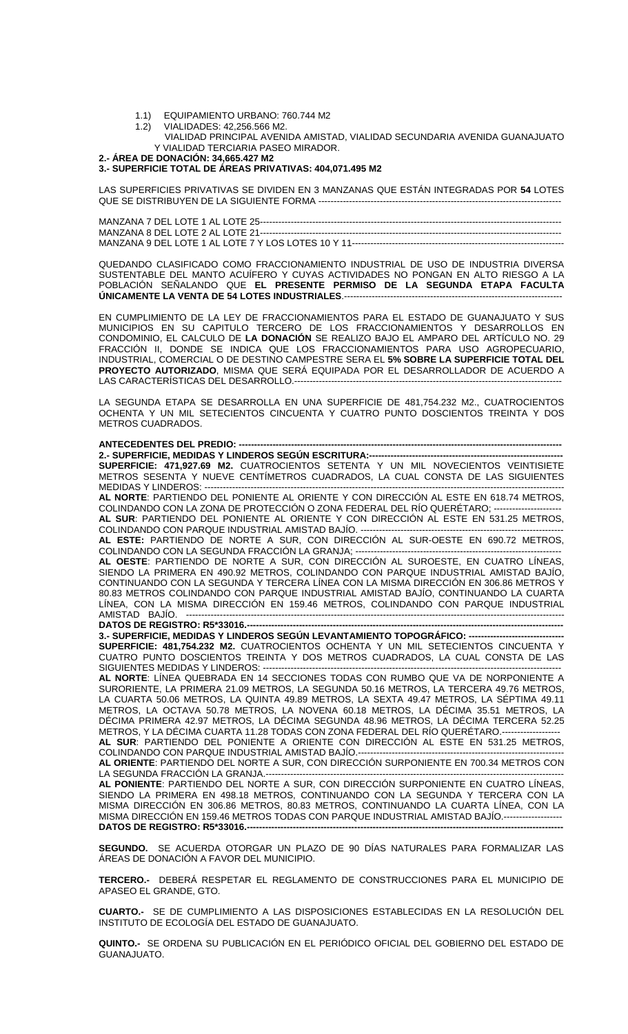1.1) EQUIPAMIENTO URBANO: 760.744 M2

1.2) VIALIDADES: 42,256.566 M2.

VIALIDAD PRINCIPAL AVENIDA AMISTAD, VIALIDAD SECUNDARIA AVENIDA GUANAJUATO Y VIALIDAD TERCIARIA PASEO MIRADOR.

**2.- ÁREA DE DONACIÓN: 34,665.427 M2**

**3.- SUPERFICIE TOTAL DE ÁREAS PRIVATIVAS: 404,071.495 M2**

LAS SUPERFICIES PRIVATIVAS SE DIVIDEN EN 3 MANZANAS QUE ESTÁN INTEGRADAS POR **54** LOTES QUE SE DISTRIBUYEN DE LA SIGUIENTE FORMA -------------------------------------------------------------------------------

MANZANA 7 DEL LOTE 1 AL LOTE 25-----------------------------------------------------------------------------------------------
MANZANA 8 DEL LOTE 2 AL LOTE 21-----------------------------------------------------------------------------------------------
MANZANA 9 DEL LOTE 1 AL LOTE 7 Y LOS LOTES 10 Y 11--------------------------------------------------------------------

QUEDANDO CLASIFICADO COMO FRACCIONAMIENTO INDUSTRIAL DE USO DE INDUSTRIA DIVERSA SUSTENTABLE DEL MANTO ACUÍFERO Y CUYAS ACTIVIDADES NO PONGAN EN ALTO RIESGO A LA POBLACIÓN SEÑALANDO QUE **EL PRESENTE PERMISO DE LA SEGUNDA ETAPA FACULTA ÚNICAMENTE LA VENTA DE 54 LOTES INDUSTRIALES**.-----------------------------------------------------------------------

EN CUMPLIMIENTO DE LA LEY DE FRACCIONAMIENTOS PARA EL ESTADO DE GUANAJUATO Y SUS MUNICIPIOS EN SU CAPITULO TERCERO DE LOS FRACCIONAMIENTOS Y DESARROLLOS EN CONDOMINIO, EL CALCULO DE **LA DONACIÓN** SE REALIZO BAJO EL AMPARO DEL ARTÍCULO NO. 29 FRACCIÓN II, DONDE SE INDICA QUE LOS FRACCIONAMIENTOS PARA USO AGROPECUARIO, INDUSTRIAL, COMERCIAL O DE DESTINO CAMPESTRE SERA EL **5% SOBRE LA SUPERFICIE TOTAL DEL PROYECTO AUTORIZADO**, MISMA QUE SERÁ EQUIPADA POR EL DESARROLLADOR DE ACUERDO A LAS CARACTERÍSTICAS DEL DESARROLLO.-------------------------------------------------------------------------------

LA SEGUNDA ETAPA SE DESARROLLA EN UNA SUPERFICIE DE 481,754.232 M2., CUATROCIENTOS OCHENTA Y UN MIL SETECIENTOS CINCUENTA Y CUATRO PUNTO DOSCIENTOS TREINTA Y DOS METROS CUADRADOS.

**ANTECEDENTES DEL PREDIO: --------------------------------------------------------------------------------------------------**

**2.- SUPERFICIE, MEDIDAS Y LINDEROS SEGÚN ESCRITURA:-----------------------------------------------------------**

**SUPERFICIE: 471,927.69 M2.** CUATROCIENTOS SETENTA Y UN MIL NOVECIENTOS VEINTISIETE METROS SESENTA Y NUEVE CENTÍMETROS CUADRADOS, LA CUAL CONSTA DE LAS SIGUIENTES MEDIDAS Y LINDEROS: ---------------------------------------------------------------------------------------------------------

**AL NORTE**: PARTIENDO DEL PONIENTE AL ORIENTE Y CON DIRECCIÓN AL ESTE EN 618.74 METROS, COLINDANDO CON LA ZONA DE PROTECCIÓN O ZONA FEDERAL DEL RÍO QUERÉTARO; ----------------------

**AL SUR**: PARTIENDO DEL PONIENTE AL ORIENTE Y CON DIRECCIÓN AL ESTE EN 531.25 METROS, COLINDANDO CON PARQUE INDUSTRIAL AMISTAD BAJÍO. -------------------------------------------------------------

**AL ESTE:** PARTIENDO DE NORTE A SUR, CON DIRECCIÓN AL SUR-OESTE EN 690.72 METROS, COLINDANDO CON LA SEGUNDA FRACCIÓN LA GRANJA; -----------------------------------------------------------------

**AL OESTE**: PARTIENDO DE NORTE A SUR, CON DIRECCIÓN AL SUROESTE, EN CUATRO LÍNEAS, SIENDO LA PRIMERA EN 490.92 METROS, COLINDANDO CON PARQUE INDUSTRIAL AMISTAD BAJÍO, CONTINUANDO CON LA SEGUNDA Y TERCERA LÍNEA CON LA MISMA DIRECCIÓN EN 306.86 METROS Y 80.83 METROS COLINDANDO CON PARQUE INDUSTRIAL AMISTAD BAJÍO, CONTINUANDO LA CUARTA LÍNEA, CON LA MISMA DIRECCIÓN EN 159.46 METROS, COLINDANDO CON PARQUE INDUSTRIAL AMISTAD BAJÍO. ---------------------------------------------------------------------------------------------------------------

**DATOS DE REGISTRO: R5\*33016.----------------------------------------------------------------------------------------------**

**3.- SUPERFICIE, MEDIDAS Y LINDEROS SEGÚN LEVANTAMIENTO TOPOGRÁFICO: -------------------------------**

**SUPERFICIE: 481,754.232 M2.** CUATROCIENTOS OCHENTA Y UN MIL SETECIENTOS CINCUENTA Y CUATRO PUNTO DOSCIENTOS TREINTA Y DOS METROS CUADRADOS, LA CUAL CONSTA DE LAS SIGUIENTES MEDIDAS Y LINDEROS: --------------------------------------------------------------------------------------

**AL NORTE**: LÍNEA QUEBRADA EN 14 SECCIONES TODAS CON RUMBO QUE VA DE NORPONIENTE A SURORIENTE, LA PRIMERA 21.09 METROS, LA SEGUNDA 50.16 METROS, LA TERCERA 49.76 METROS, LA CUARTA 50.06 METROS, LA QUINTA 49.89 METROS, LA SEXTA 49.47 METROS, LA SÉPTIMA 49.11 METROS, LA OCTAVA 50.78 METROS, LA NOVENA 60.18 METROS, LA DÉCIMA 35.51 METROS, LA DÉCIMA PRIMERA 42.97 METROS, LA DÉCIMA SEGUNDA 48.96 METROS, LA DÉCIMA TERCERA 52.25 METROS, Y LA DÉCIMA CUARTA 11.28 TODAS CON ZONA FEDERAL DEL RÍO QUERÉTARO.-------------------

**AL SUR**: PARTIENDO DEL PONIENTE A ORIENTE CON DIRECCIÓN AL ESTE EN 531.25 METROS, COLINDANDO CON PARQUE INDUSTRIAL AMISTAD BAJÍO.---------------------------------------------------------------

**AL ORIENTE**: PARTIENDO DEL NORTE A SUR, CON DIRECCIÓN SURPONIENTE EN 700.34 METROS CON LA SEGUNDA FRACCIÓN LA GRANJA.-----------------------------------------------------------------------------------------

**AL PONIENTE**: PARTIENDO DEL NORTE A SUR, CON DIRECCIÓN SURPONIENTE EN CUATRO LÍNEAS, SIENDO LA PRIMERA EN 498.18 METROS, CONTINUANDO CON LA SEGUNDA Y TERCERA CON LA MISMA DIRECCIÓN EN 306.86 METROS, 80.83 METROS, CONTINUANDO LA CUARTA LÍNEA, CON LA MISMA DIRECCIÓN EN 159.46 METROS TODAS CON PARQUE INDUSTRIAL AMISTAD BAJÍO.-------------------

**DATOS DE REGISTRO: R5\*33016.----------------------------------------------------------------------------------------------**

**SEGUNDO.** SE ACUERDA OTORGAR UN PLAZO DE 90 DÍAS NATURALES PARA FORMALIZAR LAS ÁREAS DE DONACIÓN A FAVOR DEL MUNICIPIO.

**TERCERO.-** DEBERÁ RESPETAR EL REGLAMENTO DE CONSTRUCCIONES PARA EL MUNICIPIO DE APASEO EL GRANDE, GTO.

**CUARTO.-** SE DE CUMPLIMIENTO A LAS DISPOSICIONES ESTABLECIDAS EN LA RESOLUCIÓN DEL INSTITUTO DE ECOLOGÍA DEL ESTADO DE GUANAJUATO.

**QUINTO.-** SE ORDENA SU PUBLICACIÓN EN EL PERIÓDICO OFICIAL DEL GOBIERNO DEL ESTADO DE GUANAJUATO.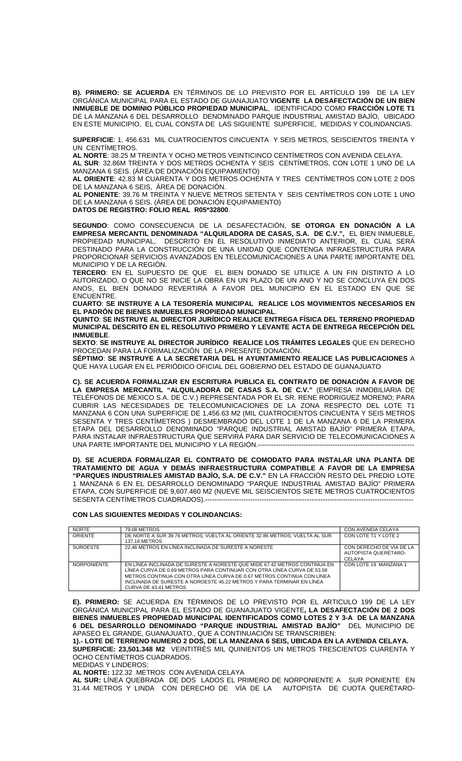**B). PRIMERO: SE ACUERDA** EN TÉRMINOS DE LO PREVISTO POR EL ARTÍCULO 199 DE LA LEY ORGÁNICA MUNICIPAL PARA EL ESTADO DE GUANAJUATO **VIGENTE LA DESAFECTACIÓN DE UN BIEN INMUEBLE DE DOMINIO PÚBLICO PROPIEDAD MUNICIPAL**, IDENTIFICADO COMO **FRACCIÓN LOTE T1** DE LA MANZANA 6 DEL DESARROLLO DENOMINADO PARQUE INDUSTRIAL AMISTAD BAJÍO, UBICADO EN ESTE MUNICIPIO, EL CUAL CONSTA DE LAS SIGUIENTE SUPERFICIE, MEDIDAS Y COLINDANCIAS.

**SUPERFICIE**: 1, 456.631 MIL CUATROCIENTOS CINCUENTA Y SEIS METROS, SEISCIENTOS TREINTA Y UN CENTÍMETROS.
**AL NORTE**: 38.25 M TREINTA Y OCHO METROS VEINTICINCO CENTÍMETROS CON AVENIDA CELAYA.
**AL SUR**: 32.86M TREINTA Y DOS METROS OCHENTA Y SEIS CENTÍMETROS, CON LOTE 1 UNO DE LA MANZANA 6 SEIS. (ÁREA DE DONACIÓN EQUIPAMIENTO)
**AL ORIENTE**: 42.83 M CUARENTA Y DOS METROS OCHENTA Y TRES CENTÍMETROS CON LOTE 2 DOS DE LA MANZANA 6 SEIS, ÁREA DE DONACIÓN.
**AL PONIENTE**: 39.76 M TREINTA Y NUEVE METROS SETENTA Y SEIS CENTÍMETROS CON LOTE 1 UNO DE LA MANZANA 6 SEIS. (ÁREA DE DONACIÓN EQUIPAMIENTO)
**DATOS DE REGISTRO: FOLIO REAL R05*32800**.

**SEGUNDO**: COMO CONSECUENCIA DE LA DESAFECTACIÓN, **SE OTORGA EN DONACIÓN A LA EMPRESA MERCANTIL DENOMINADA "ALQUILADORA DE CASAS, S.A. DE C.V.",** EL BIEN INMUEBLE, PROPIEDAD MUNICIPAL, DESCRITO EN EL RESOLUTIVO INMEDIATO ANTERIOR, EL CUAL SERÁ DESTINADO PARA LA CONSTRUCCIÓN DE UNA UNIDAD QUE CONTENGA INFRAESTRUCTURA PARA PROPORCIONAR SERVICIOS AVANZADOS EN TELECOMUNICACIONES A UNA PARTE IMPORTANTE DEL MUNICIPIO Y DE LA REGIÓN.
**TERCERO**: EN EL SUPUESTO DE QUE EL BIEN DONADO SE UTILICE A UN FIN DISTINTO A LO AUTORIZADO, O QUE NO SE INICIE LA OBRA EN UN PLAZO DE UN ANO Y NO SE CONCLUYA EN DOS ANOS, EL BIEN DONADO REVERTIRÁ A FAVOR DEL MUNICIPIO EN EL ESTADO EN QUE SE ENCUENTRE.
**CUARTO**: **SE INSTRUYE A LA TESORERÍA MUNICIPAL REALICE LOS MOVIMIENTOS NECESARIOS EN EL PADRÓN DE BIENES INMUEBLES PROPIEDAD MUNICIPAL**.
**QUINTO**: **SE INSTRUYE AL DIRECTOR JURÍDICO REALICE ENTREGA FÍSICA DEL TERRENO PROPIEDAD MUNICIPAL DESCRITO EN EL RESOLUTIVO PRIMERO Y LEVANTE ACTA DE ENTREGA RECEPCIÓN DEL INMUEBLE**.
**SEXTO**: **SE INSTRUYE AL DIRECTOR JURÍDICO REALICE LOS TRÁMITES LEGALES** QUE EN DERECHO PROCEDAN PARA LA FORMALIZACIÓN DE LA PRESENTE DONACIÓN.
**SÉPTIMO**: **SE INSTRUYE A LA SECRETARIA DEL H AYUNTAMIENTO REALICE LAS PUBLICACIONES** A QUE HAYA LUGAR EN EL PERIÓDICO OFICIAL DEL GOBIERNO DEL ESTADO DE GUANAJUATO

**C). SE ACUERDA FORMALIZAR EN ESCRITURA PUBLICA EL CONTRATO DE DONACIÓN A FAVOR DE LA EMPRESA MERCANTIL "ALQUILADORA DE CASAS S.A. DE C.V."** (EMPRESA INMOBILIARIA DE TELÉFONOS DE MÉXICO S.A. DE C.V.) REPRESENTADA POR EL SR. RENE RODRIGUEZ MORENO; PARA CUBRIR LAS NECESIDADES DE TELECOMUNICACIONES DE LA ZONA RESPECTO DEL LOTE T1 MANZANA 6 CON UNA SUPERFICIE DE 1,456.63 M2 (MIL CUATROCIENTOS CINCUENTA Y SEIS METROS SESENTA Y TRES CENTÍMETROS ) DESMEMBRADO DEL LOTE 1 DE LA MANZANA 6 DE LA PRIMERA ETAPA DEL DESARROLLO DENOMINADO "PARQUE INDUSTRIAL AMISTAD BAJÍO" PRIMERA ETAPA, PARA INSTALAR INFRAESTRUCTURA QUE SERVIRÁ PARA DAR SERVICIO DE TELECOMUNICACIONES A UNA PARTE IMPORTANTE DEL MUNICIPIO Y LA REGIÓN.------------------------------------------------------------------

**D). SE ACUERDA FORMALIZAR EL CONTRATO DE COMODATO PARA INSTALAR UNA PLANTA DE TRATAMIENTO DE AGUA Y DEMÁS INFRAESTRUCTURA COMPATIBLE A FAVOR DE LA EMPRESA "PARQUES INDUSTRIALES AMISTAD BAJÍO, S.A. DE C.V."** EN LA FRACCIÓN RESTO DEL PREDIO LOTE 1 MANZANA 6 EN EL DESARROLLO DENOMINADO "PARQUE INDUSTRIAL AMISTAD BAJÍO" PRIMERA ETAPA, CON SUPERFICIE DE 9,607.460 M2 (NUEVE MIL SEISCIENTOS SIETE METROS CUATROCIENTOS SESENTA CENTÍMETROS CUADRADOS).-----------------------------------------------------------------------------------------

**CON LAS SIGUIENTES MEDIDAS Y COLINDANCIAS:**

| NORTE | 79.08 METROS | CON AVENIDA CELAYA |
|---|---|---|
| ORIENTE | DE NORTE A SUR 39.76 METROS; VUELTA AL ORIENTE 32.86 METROS; VUELTA AL SUR 137.16 METROS | CON LOTE T1 Y LOTE 2 |
| SUROESTE | 22.46 METROS EN LÍNEA INCLINADA DE SURESTE A NORESTE | CON DERECHO DE VÍA DE LA AUTOPISTA QUERÉTARO-CELAYA |
| NORPONIENTE | EN LÍNEA INCLINADA DE SURESTE A NORESTE QUE MIDE 67.42 METROS CONTINUA EN LÍNEA CURVA DE 0.69 METROS PARA CONTINUAR CON OTRA LÍNEA CURVA DE 53.58 METROS CONTINUA CON OTRA LÍNEA CURVA DE 0.67 METROS CONTINUA CON LÍNEA INCLINADA DE SURESTE A NOROESTE 45.22 METROS Y PARA TERMINAR EN LÍNEA CURVA DE 43.41 METROS | CON LOTE 19 MANZANA 1 |

**E). PRIMERO:** SE ACUERDA EN TÉRMINOS DE LO PREVISTO POR EL ARTICULO 199 DE LA LEY ORGÁNICA MUNICIPAL PARA EL ESTADO DE GUANAJUATO VIGENTE**, LA DESAFECTACIÓN DE 2 DOS BIENES INMUEBLES PROPIEDAD MUNICIPAL IDENTIFICADOS COMO LOTES 2 Y 3-A DE LA MANZANA 6 DEL DESARROLLO DENOMINADO "PARQUE INDUSTRIAL AMISTAD BAJÍO"** DEL MUNICIPIO DE APASEO EL GRANDE, GUANAJUATO., QUE A CONTINUACIÓN SE TRANSCRIBEN:
**1).- LOTE DE TERRENO NUMERO 2 DOS, DE LA MANZANA 6 SEIS, UBICADA EN LA AVENIDA CELAYA.**
**SUPERFICIE: 23,501.348 M2** VEINTITRÉS MIL QUINIENTOS UN METROS TRESCIENTOS CUARENTA Y OCHO CENTÍMETROS CUADRADOS.
MEDIDAS Y LINDEROS:
**AL NORTE:** 122.32 METROS CON AVENIDA CELAYA
**AL SUR:** LÍNEA QUEBRADA DE DOS LADOS EL PRIMERO DE NORPONIENTE A SUR PONIENTE EN 31.44 METROS Y LINDA CON DERECHO DE VÍA DE LA AUTOPISTA DE CUOTA QUERÉTARO-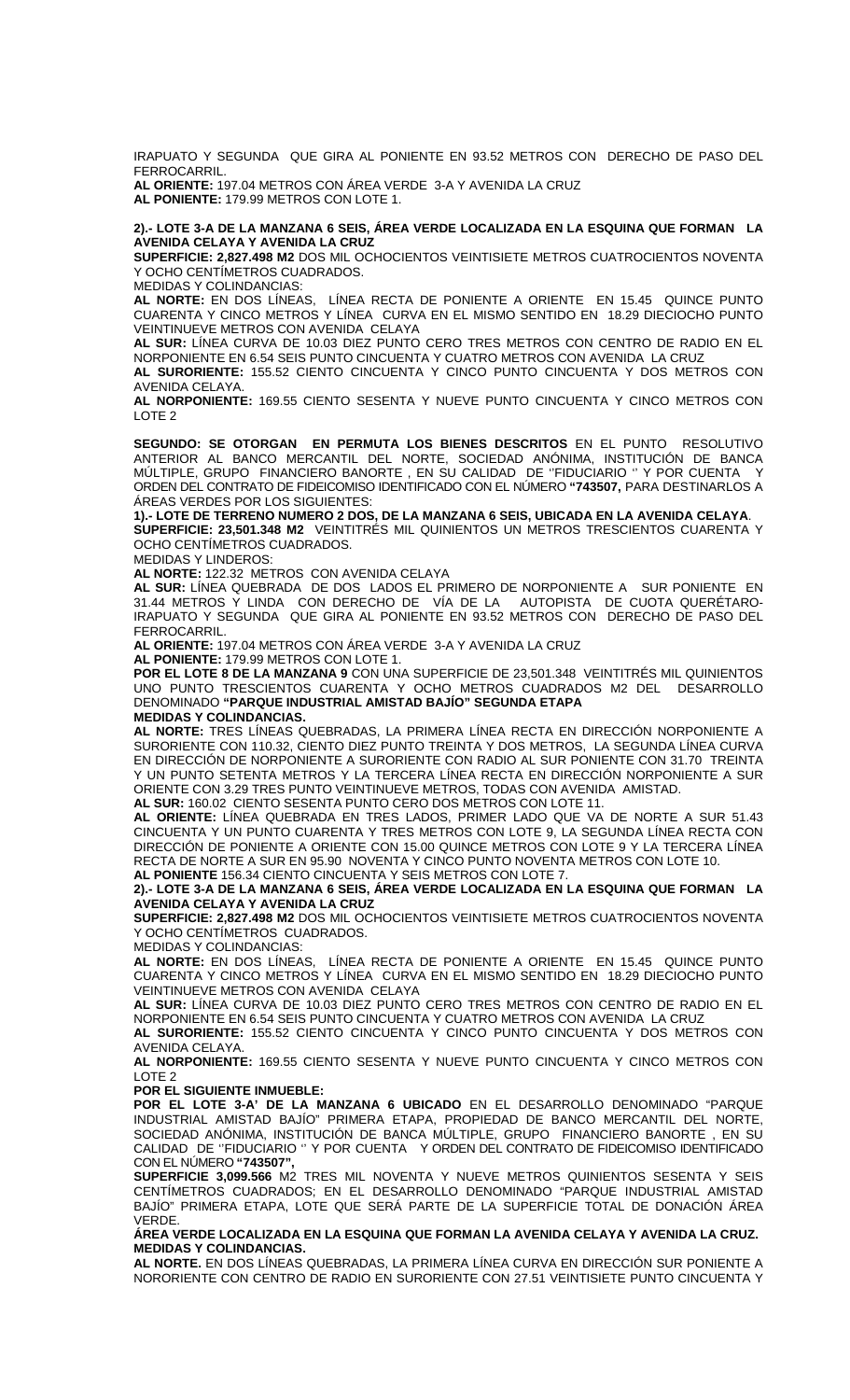IRAPUATO Y SEGUNDA QUE GIRA AL PONIENTE EN 93.52 METROS CON DERECHO DE PASO DEL FERROCARRIL.

**AL ORIENTE:** 197.04 METROS CON ÁREA VERDE 3-A Y AVENIDA LA CRUZ

**AL PONIENTE:** 179.99 METROS CON LOTE 1.

**2).- LOTE 3-A DE LA MANZANA 6 SEIS, ÁREA VERDE LOCALIZADA EN LA ESQUINA QUE FORMAN LA AVENIDA CELAYA Y AVENIDA LA CRUZ**

**SUPERFICIE: 2,827.498 M2** DOS MIL OCHOCIENTOS VEINTISIETE METROS CUATROCIENTOS NOVENTA Y OCHO CENTÍMETROS CUADRADOS.

MEDIDAS Y COLINDANCIAS:

**AL NORTE:** EN DOS LÍNEAS, LÍNEA RECTA DE PONIENTE A ORIENTE EN 15.45 QUINCE PUNTO CUARENTA Y CINCO METROS Y LÍNEA CURVA EN EL MISMO SENTIDO EN 18.29 DIECIOCHO PUNTO VEINTINUEVE METROS CON AVENIDA CELAYA

**AL SUR:** LÍNEA CURVA DE 10.03 DIEZ PUNTO CERO TRES METROS CON CENTRO DE RADIO EN EL NORPONIENTE EN 6.54 SEIS PUNTO CINCUENTA Y CUATRO METROS CON AVENIDA LA CRUZ

**AL SURORIENTE:** 155.52 CIENTO CINCUENTA Y CINCO PUNTO CINCUENTA Y DOS METROS CON AVENIDA CELAYA.

**AL NORPONIENTE:** 169.55 CIENTO SESENTA Y NUEVE PUNTO CINCUENTA Y CINCO METROS CON LOTE 2

**SEGUNDO: SE OTORGAN EN PERMUTA LOS BIENES DESCRITOS** EN EL PUNTO RESOLUTIVO ANTERIOR AL BANCO MERCANTIL DEL NORTE, SOCIEDAD ANÓNIMA, INSTITUCIÓN DE BANCA MÚLTIPLE, GRUPO FINANCIERO BANORTE , EN SU CALIDAD DE ''FIDUCIARIO '' Y POR CUENTA Y ORDEN DEL CONTRATO DE FIDEICOMISO IDENTIFICADO CON EL NÚMERO **"743507,** PARA DESTINARLOS A ÁREAS VERDES POR LOS SIGUIENTES:

**1).- LOTE DE TERRENO NUMERO 2 DOS, DE LA MANZANA 6 SEIS, UBICADA EN LA AVENIDA CELAYA**.

**SUPERFICIE: 23,501.348 M2** VEINTITRÉS MIL QUINIENTOS UN METROS TRESCIENTOS CUARENTA Y OCHO CENTÍMETROS CUADRADOS.

MEDIDAS Y LINDEROS:

**AL NORTE:** 122.32 METROS CON AVENIDA CELAYA

**AL SUR:** LÍNEA QUEBRADA DE DOS LADOS EL PRIMERO DE NORPONIENTE A SUR PONIENTE EN 31.44 METROS Y LINDA CON DERECHO DE VÍA DE LA AUTOPISTA DE CUOTA QUERÉTARO-IRAPUATO Y SEGUNDA QUE GIRA AL PONIENTE EN 93.52 METROS CON DERECHO DE PASO DEL FERROCARRIL.

**AL ORIENTE:** 197.04 METROS CON ÁREA VERDE 3-A Y AVENIDA LA CRUZ

**AL PONIENTE:** 179.99 METROS CON LOTE 1.

**POR EL LOTE 8 DE LA MANZANA 9** CON UNA SUPERFICIE DE 23,501.348 VEINTITRÉS MIL QUINIENTOS UNO PUNTO TRESCIENTOS CUARENTA Y OCHO METROS CUADRADOS M2 DEL DESARROLLO DENOMINADO **"PARQUE INDUSTRIAL AMISTAD BAJÍO" SEGUNDA ETAPA**

**MEDIDAS Y COLINDANCIAS.**

**AL NORTE:** TRES LÍNEAS QUEBRADAS, LA PRIMERA LÍNEA RECTA EN DIRECCIÓN NORPONIENTE A SURORIENTE CON 110.32, CIENTO DIEZ PUNTO TREINTA Y DOS METROS, LA SEGUNDA LÍNEA CURVA EN DIRECCIÓN DE NORPONIENTE A SURORIENTE CON RADIO AL SUR PONIENTE CON 31.70 TREINTA Y UN PUNTO SETENTA METROS Y LA TERCERA LÍNEA RECTA EN DIRECCIÓN NORPONIENTE A SUR ORIENTE CON 3.29 TRES PUNTO VEINTINUEVE METROS, TODAS CON AVENIDA AMISTAD.

**AL SUR:** 160.02 CIENTO SESENTA PUNTO CERO DOS METROS CON LOTE 11.

**AL ORIENTE:** LÍNEA QUEBRADA EN TRES LADOS, PRIMER LADO QUE VA DE NORTE A SUR 51.43 CINCUENTA Y UN PUNTO CUARENTA Y TRES METROS CON LOTE 9, LA SEGUNDA LÍNEA RECTA CON DIRECCIÓN DE PONIENTE A ORIENTE CON 15.00 QUINCE METROS CON LOTE 9 Y LA TERCERA LÍNEA RECTA DE NORTE A SUR EN 95.90 NOVENTA Y CINCO PUNTO NOVENTA METROS CON LOTE 10.

**AL PONIENTE** 156.34 CIENTO CINCUENTA Y SEIS METROS CON LOTE 7.

**2).- LOTE 3-A DE LA MANZANA 6 SEIS, ÁREA VERDE LOCALIZADA EN LA ESQUINA QUE FORMAN LA AVENIDA CELAYA Y AVENIDA LA CRUZ**

**SUPERFICIE: 2,827.498 M2** DOS MIL OCHOCIENTOS VEINTISIETE METROS CUATROCIENTOS NOVENTA Y OCHO CENTÍMETROS CUADRADOS.

MEDIDAS Y COLINDANCIAS:

**AL NORTE:** EN DOS LÍNEAS, LÍNEA RECTA DE PONIENTE A ORIENTE EN 15.45 QUINCE PUNTO CUARENTA Y CINCO METROS Y LÍNEA CURVA EN EL MISMO SENTIDO EN 18.29 DIECIOCHO PUNTO VEINTINUEVE METROS CON AVENIDA CELAYA

**AL SUR:** LÍNEA CURVA DE 10.03 DIEZ PUNTO CERO TRES METROS CON CENTRO DE RADIO EN EL NORPONIENTE EN 6.54 SEIS PUNTO CINCUENTA Y CUATRO METROS CON AVENIDA LA CRUZ

**AL SURORIENTE:** 155.52 CIENTO CINCUENTA Y CINCO PUNTO CINCUENTA Y DOS METROS CON AVENIDA CELAYA.

**AL NORPONIENTE:** 169.55 CIENTO SESENTA Y NUEVE PUNTO CINCUENTA Y CINCO METROS CON LOTE 2

**POR EL SIGUIENTE INMUEBLE:**

**POR EL LOTE 3-A' DE LA MANZANA 6 UBICADO** EN EL DESARROLLO DENOMINADO "PARQUE INDUSTRIAL AMISTAD BAJÍO" PRIMERA ETAPA, PROPIEDAD DE BANCO MERCANTIL DEL NORTE, SOCIEDAD ANÓNIMA, INSTITUCIÓN DE BANCA MÚLTIPLE, GRUPO FINANCIERO BANORTE , EN SU CALIDAD DE ''FIDUCIARIO '' Y POR CUENTA Y ORDEN DEL CONTRATO DE FIDEICOMISO IDENTIFICADO CON EL NÚMERO **"743507",**

**SUPERFICIE 3,099.566** M2 TRES MIL NOVENTA Y NUEVE METROS QUINIENTOS SESENTA Y SEIS CENTÍMETROS CUADRADOS; EN EL DESARROLLO DENOMINADO "PARQUE INDUSTRIAL AMISTAD BAJÍO" PRIMERA ETAPA, LOTE QUE SERÁ PARTE DE LA SUPERFICIE TOTAL DE DONACIÓN ÁREA VERDE.

**ÁREA VERDE LOCALIZADA EN LA ESQUINA QUE FORMAN LA AVENIDA CELAYA Y AVENIDA LA CRUZ.**

**MEDIDAS Y COLINDANCIAS.**

**AL NORTE.** EN DOS LÍNEAS QUEBRADAS, LA PRIMERA LÍNEA CURVA EN DIRECCIÓN SUR PONIENTE A NORORIENTE CON CENTRO DE RADIO EN SURORIENTE CON 27.51 VEINTISIETE PUNTO CINCUENTA Y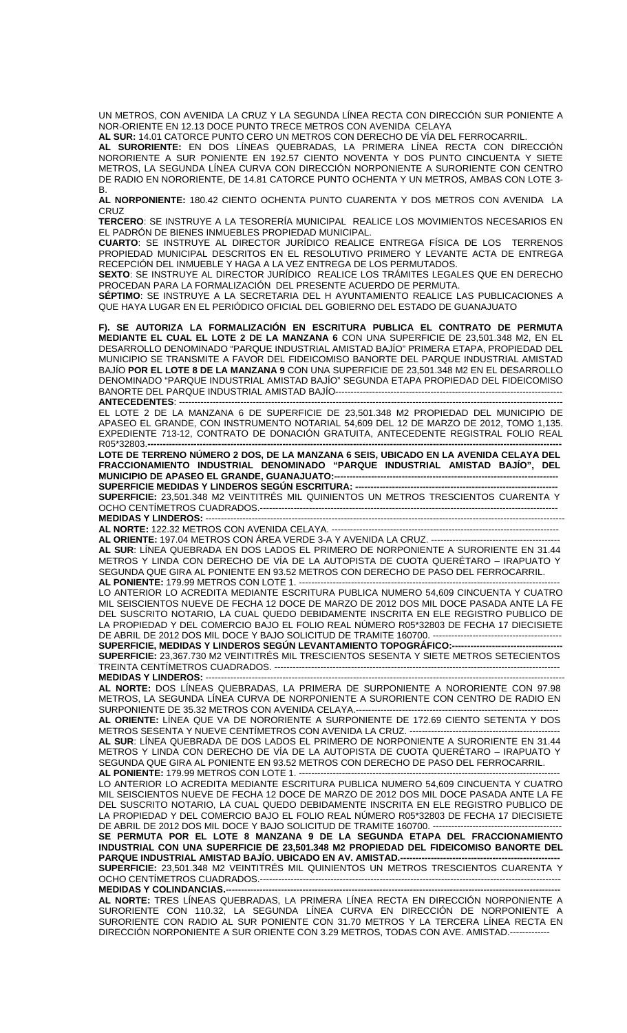UN METROS, CON AVENIDA LA CRUZ Y LA SEGUNDA LÍNEA RECTA CON DIRECCIÓN SUR PONIENTE A NOR-ORIENTE EN 12.13 DOCE PUNTO TRECE METROS CON AVENIDA CELAYA

**AL SUR:** 14.01 CATORCE PUNTO CERO UN METROS CON DERECHO DE VÍA DEL FERROCARRIL.

**AL SURORIENTE:** EN DOS LÍNEAS QUEBRADAS, LA PRIMERA LÍNEA RECTA CON DIRECCIÓN NORORIENTE A SUR PONIENTE EN 192.57 CIENTO NOVENTA Y DOS PUNTO CINCUENTA Y SIETE METROS, LA SEGUNDA LÍNEA CURVA CON DIRECCIÓN NORPONIENTE A SURORIENTE CON CENTRO DE RADIO EN NORORIENTE, DE 14.81 CATORCE PUNTO OCHENTA Y UN METROS, AMBAS CON LOTE 3-B.

**AL NORPONIENTE:** 180.42 CIENTO OCHENTA PUNTO CUARENTA Y DOS METROS CON AVENIDA LA CRUZ

**TERCERO**: SE INSTRUYE A LA TESORERÍA MUNICIPAL REALICE LOS MOVIMIENTOS NECESARIOS EN EL PADRÓN DE BIENES INMUEBLES PROPIEDAD MUNICIPAL.

**CUARTO**: SE INSTRUYE AL DIRECTOR JURÍDICO REALICE ENTREGA FÍSICA DE LOS TERRENOS PROPIEDAD MUNICIPAL DESCRITOS EN EL RESOLUTIVO PRIMERO Y LEVANTE ACTA DE ENTREGA RECEPCIÓN DEL INMUEBLE Y HAGA A LA VEZ ENTREGA DE LOS PERMUTADOS.

**SEXTO**: SE INSTRUYE AL DIRECTOR JURÍDICO REALICE LOS TRÁMITES LEGALES QUE EN DERECHO PROCEDAN PARA LA FORMALIZACIÓN DEL PRESENTE ACUERDO DE PERMUTA.

**SÉPTIMO**: SE INSTRUYE A LA SECRETARIA DEL H AYUNTAMIENTO REALICE LAS PUBLICACIONES A QUE HAYA LUGAR EN EL PERIÓDICO OFICIAL DEL GOBIERNO DEL ESTADO DE GUANAJUATO

**F). SE AUTORIZA LA FORMALIZACIÓN EN ESCRITURA PUBLICA EL CONTRATO DE PERMUTA MEDIANTE EL CUAL EL LOTE 2 DE LA MANZANA 6** CON UNA SUPERFICIE DE 23,501.348 M2, EN EL DESARROLLO DENOMINADO "PARQUE INDUSTRIAL AMISTAD BAJÍO" PRIMERA ETAPA, PROPIEDAD DEL MUNICIPIO SE TRANSMITE A FAVOR DEL FIDEICOMISO BANORTE DEL PARQUE INDUSTRIAL AMISTAD BAJÍO **POR EL LOTE 8 DE LA MANZANA 9** CON UNA SUPERFICIE DE 23,501.348 M2 EN EL DESARROLLO DENOMINADO "PARQUE INDUSTRIAL AMISTAD BAJÍO" SEGUNDA ETAPA PROPIEDAD DEL FIDEICOMISO BANORTE DEL PARQUE INDUSTRIAL AMISTAD BAJÍO------------------------------------------------------------------------

**ANTECEDENTES**: ----------------------------------------------------------------------------------------------------------------

EL LOTE 2 DE LA MANZANA 6 DE SUPERFICIE DE 23,501.348 M2 PROPIEDAD DEL MUNICIPIO DE APASEO EL GRANDE, CON INSTRUMENTO NOTARIAL 54,609 DEL 12 DE MARZO DE 2012, TOMO 1,135. EXPEDIENTE 713-12, CONTRATO DE DONACIÓN GRATUITA, ANTECEDENTE REGISTRAL FOLIO REAL R05*32803.**-------------------------------------------------------------------------------------------------------------------**

**LOTE DE TERRENO NÚMERO 2 DOS, DE LA MANZANA 6 SEIS, UBICADO EN LA AVENIDA CELAYA DEL FRACCIONAMIENTO INDUSTRIAL DENOMINADO "PARQUE INDUSTRIAL AMISTAD BAJÍO", DEL MUNICIPIO DE APASEO EL GRANDE, GUANAJUATO:-----------------------------------------------------------------------**

**SUPERFICIE MEDIDAS Y LINDEROS SEGÚN ESCRITURA: ----------------------------------------------------------------**

**SUPERFICIE:** 23,501.348 M2 VEINTITRÉS MIL QUINIENTOS UN METROS TRESCIENTOS CUARENTA Y OCHO CENTÍMETROS CUADRADOS.------------------------------------------------------------------------------------------------

**MEDIDAS Y LINDEROS:** ----------------------------------------------------------------------------------------------------------

**AL NORTE:** 122.32 METROS CON AVENIDA CELAYA. -----------------------------------------------------------------------

**AL ORIENTE:** 197.04 METROS CON ÁREA VERDE 3-A Y AVENIDA LA CRUZ. ------------------------------------------

**AL SUR**: LÍNEA QUEBRADA EN DOS LADOS EL PRIMERO DE NORPONIENTE A SURORIENTE EN 31.44 METROS Y LINDA CON DERECHO DE VÍA DE LA AUTOPISTA DE CUOTA QUERÉTARO – IRAPUATO Y SEGUNDA QUE GIRA AL PONIENTE EN 93.52 METROS CON DERECHO DE PASO DEL FERROCARRIL.

**AL PONIENTE:** 179.99 METROS CON LOTE 1. ---------------------------------------------------------------------------------

LO ANTERIOR LO ACREDITA MEDIANTE ESCRITURA PUBLICA NUMERO 54,609 CINCUENTA Y CUATRO MIL SEISCIENTOS NUEVE DE FECHA 12 DOCE DE MARZO DE 2012 DOS MIL DOCE PASADA ANTE LA FE DEL SUSCRITO NOTARIO, LA CUAL QUEDO DEBIDAMENTE INSCRITA EN ELE REGISTRO PUBLICO DE LA PROPIEDAD Y DEL COMERCIO BAJO EL FOLIO REAL NÚMERO R05*32803 DE FECHA 17 DIECISIETE DE ABRIL DE 2012 DOS MIL DOCE Y BAJO SOLICITUD DE TRAMITE 160700. ------------------------------------------

**SUPERFICIE, MEDIDAS Y LINDEROS SEGÚN LEVANTAMIENTO TOPOGRÁFICO:------------------------------------**

**SUPERFICIE:** 23,367.730 M2 VEINTITRÉS MIL TRESCIENTOS SESENTA Y SIETE METROS SETECIENTOS TREINTA CENTÍMETROS CUADRADOS. -----------------------------------------------------------------------------------------------

**MEDIDAS Y LINDEROS:** ----------------------------------------------------------------------------------------------------------

**AL NORTE:** DOS LÍNEAS QUEBRADAS, LA PRIMERA DE SURPONIENTE A NORORIENTE CON 97.98 METROS, LA SEGUNDA LÍNEA CURVA DE NORPONIENTE A SURORIENTE CON CENTRO DE RADIO EN SURPONIENTE DE 35.32 METROS CON AVENIDA CELAYA.------------------------------------------------------------------

**AL ORIENTE:** LÍNEA QUE VA DE NORORIENTE A SURPONIENTE DE 172.69 CIENTO SETENTA Y DOS METROS SESENTA Y NUEVE CENTÍMETROS CON AVENIDA LA CRUZ. ---------------------------------------------------

**AL SUR**: LÍNEA QUEBRADA DE DOS LADOS EL PRIMERO DE NORPONIENTE A SURORIENTE EN 31.44 METROS Y LINDA CON DERECHO DE VÍA DE LA AUTOPISTA DE CUOTA QUERÉTARO – IRAPUATO Y SEGUNDA QUE GIRA AL PONIENTE EN 93.52 METROS CON DERECHO DE PASO DEL FERROCARRIL.

**AL PONIENTE:** 179.99 METROS CON LOTE 1. ---------------------------------------------------------------------------------

LO ANTERIOR LO ACREDITA MEDIANTE ESCRITURA PUBLICA NUMERO 54,609 CINCUENTA Y CUATRO MIL SEISCIENTOS NUEVE DE FECHA 12 DOCE DE MARZO DE 2012 DOS MIL DOCE PASADA ANTE LA FE DEL SUSCRITO NOTARIO, LA CUAL QUEDO DEBIDAMENTE INSCRITA EN ELE REGISTRO PUBLICO DE LA PROPIEDAD Y DEL COMERCIO BAJO EL FOLIO REAL NÚMERO R05*32803 DE FECHA 17 DIECISIETE DE ABRIL DE 2012 DOS MIL DOCE Y BAJO SOLICITUD DE TRAMITE 160700. ------------------------------------------

**SE PERMUTA POR EL LOTE 8 MANZANA 9 DE LA SEGUNDA ETAPA DEL FRACCIONAMIENTO INDUSTRIAL CON UNA SUPERFICIE DE 23,501.348 M2 PROPIEDAD DEL FIDEICOMISO BANORTE DEL PARQUE INDUSTRIAL AMISTAD BAJÍO. UBICADO EN AV. AMISTAD.----------------------------------------------------**

**SUPERFICIE:** 23,501.348 M2 VEINTITRÉS MIL QUINIENTOS UN METROS TRESCIENTOS CUARENTA Y OCHO CENTÍMETROS CUADRADOS.------------------------------------------------------------------------------------------------

**MEDIDAS Y COLINDANCIAS.------------------------------------------------------------------------------------------------------**

**AL NORTE:** TRES LÍNEAS QUEBRADAS, LA PRIMERA LÍNEA RECTA EN DIRECCIÓN NORPONIENTE A SURORIENTE CON 110.32, LA SEGUNDA LÍNEA CURVA EN DIRECCIÓN DE NORPONIENTE A SURORIENTE CON RADIO AL SUR PONIENTE CON 31.70 METROS Y LA TERCERA LÍNEA RECTA EN DIRECCIÓN NORPONIENTE A SUR ORIENTE CON 3.29 METROS, TODAS CON AVE. AMISTAD.-------------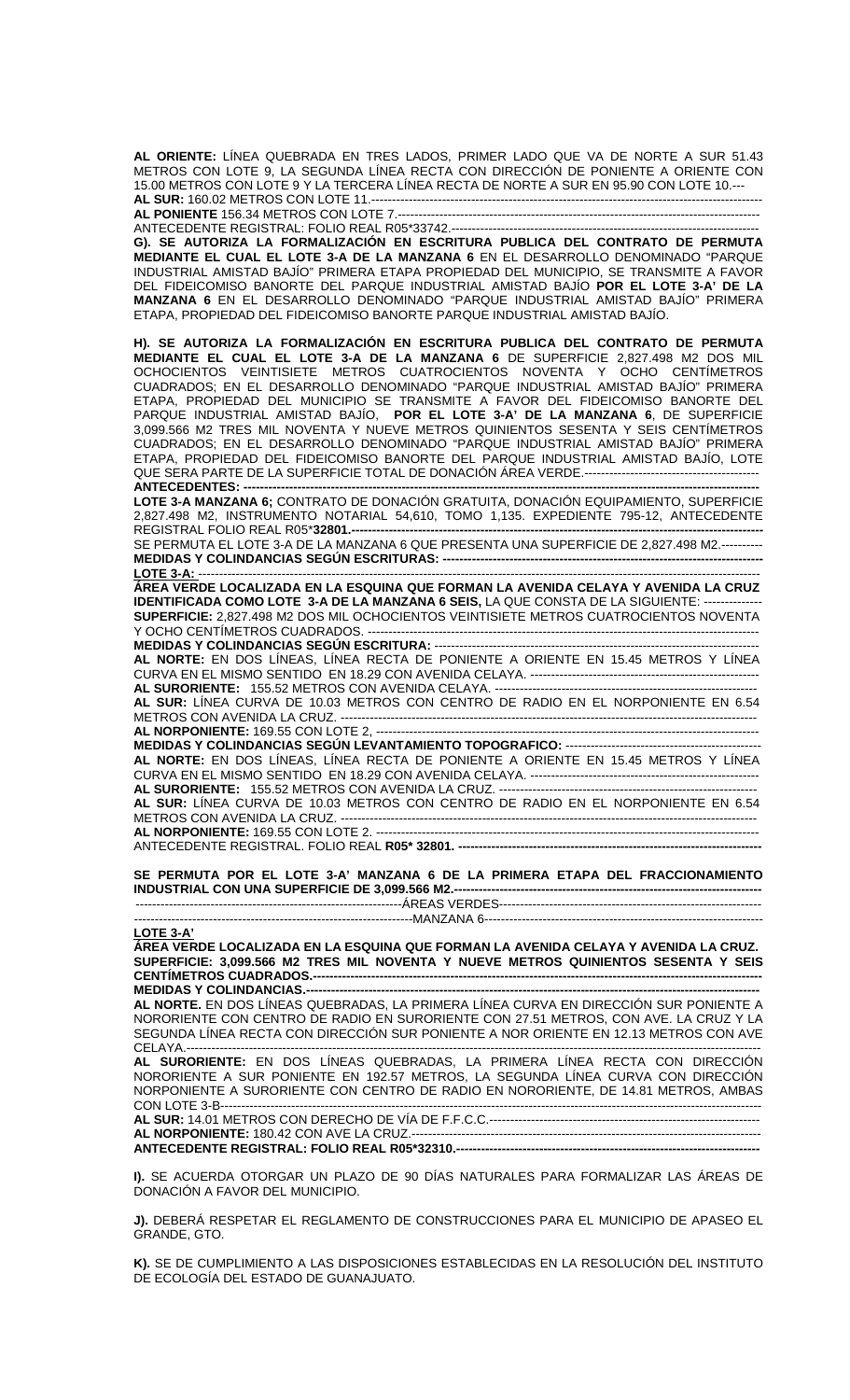**AL ORIENTE:** LÍNEA QUEBRADA EN TRES LADOS, PRIMER LADO QUE VA DE NORTE A SUR 51.43 METROS CON LOTE 9, LA SEGUNDA LÍNEA RECTA CON DIRECCIÓN DE PONIENTE A ORIENTE CON 15.00 METROS CON LOTE 9 Y LA TERCERA LÍNEA RECTA DE NORTE A SUR EN 95.90 CON LOTE 10.---

**AL SUR:** 160.02 METROS CON LOTE 11.-----------------------------------------------------------------------------------------

**AL PONIENTE** 156.34 METROS CON LOTE 7.---------------------------------------------------------------------------------

ANTECEDENTE REGISTRAL: FOLIO REAL R05*33742.--------------------------------------------------------------------

**G). SE AUTORIZA LA FORMALIZACIÓN EN ESCRITURA PUBLICA DEL CONTRATO DE PERMUTA MEDIANTE EL CUAL EL LOTE 3-A DE LA MANZANA 6** EN EL DESARROLLO DENOMINADO "PARQUE INDUSTRIAL AMISTAD BAJÍO" PRIMERA ETAPA PROPIEDAD DEL MUNICIPIO, SE TRANSMITE A FAVOR DEL FIDEICOMISO BANORTE DEL PARQUE INDUSTRIAL AMISTAD BAJÍO **POR EL LOTE 3-A' DE LA MANZANA 6** EN EL DESARROLLO DENOMINADO "PARQUE INDUSTRIAL AMISTAD BAJÍO" PRIMERA ETAPA, PROPIEDAD DEL FIDEICOMISO BANORTE PARQUE INDUSTRIAL AMISTAD BAJÍO.

**H). SE AUTORIZA LA FORMALIZACIÓN EN ESCRITURA PUBLICA DEL CONTRATO DE PERMUTA MEDIANTE EL CUAL EL LOTE 3-A DE LA MANZANA 6** DE SUPERFICIE 2,827.498 M2 DOS MIL OCHOCIENTOS VEINTISIETE METROS CUATROCIENTOS NOVENTA Y OCHO CENTÍMETROS CUADRADOS; EN EL DESARROLLO DENOMINADO "PARQUE INDUSTRIAL AMISTAD BAJÍO" PRIMERA ETAPA, PROPIEDAD DEL MUNICIPIO SE TRANSMITE A FAVOR DEL FIDEICOMISO BANORTE DEL PARQUE INDUSTRIAL AMISTAD BAJÍO, **POR EL LOTE 3-A' DE LA MANZANA 6**, DE SUPERFICIE 3,099.566 M2 TRES MIL NOVENTA Y NUEVE METROS QUINIENTOS SESENTA Y SEIS CENTÍMETROS CUADRADOS; EN EL DESARROLLO DENOMINADO "PARQUE INDUSTRIAL AMISTAD BAJÍO" PRIMERA ETAPA, PROPIEDAD DEL FIDEICOMISO BANORTE DEL PARQUE INDUSTRIAL AMISTAD BAJÍO, LOTE QUE SERA PARTE DE LA SUPERFICIE TOTAL DE DONACIÓN ÁREA VERDE.------------------------------------------

**ANTECEDENTES: ----------------------------------------------------------------------------------------------------------------**

**LOTE 3-A MANZANA 6;** CONTRATO DE DONACIÓN GRATUITA, DONACIÓN EQUIPAMIENTO, SUPERFICIE 2,827.498 M2, INSTRUMENTO NOTARIAL 54,610, TOMO 1,135. EXPEDIENTE 795-12, ANTECEDENTE REGISTRAL FOLIO REAL R05***32801.---------------------------------------------------------------------------------------------**

SE PERMUTA EL LOTE 3-A DE LA MANZANA 6 QUE PRESENTA UNA SUPERFICIE DE 2,827.498 M2.----------

**MEDIDAS Y COLINDANCIAS SEGÚN ESCRITURAS: --------------------------------------------------------------------**

**LOTE 3-A:** ----------------------------------------------------------------------------------------------------------------------------

**ÁREA VERDE LOCALIZADA EN LA ESQUINA QUE FORMAN LA AVENIDA CELAYA Y AVENIDA LA CRUZ IDENTIFICADA COMO LOTE 3-A DE LA MANZANA 6 SEIS,** LA QUE CONSTA DE LA SIGUIENTE: --------------

**SUPERFICIE:** 2,827.498 M2 DOS MIL OCHOCIENTOS VEINTISIETE METROS CUATROCIENTOS NOVENTA Y OCHO CENTÍMETROS CUADRADOS. ------------------------------------------------------------------------------------------

**MEDIDAS Y COLINDANCIAS SEGÚN ESCRITURA:** ----------------------------------------------------------------------

**AL NORTE:** EN DOS LÍNEAS, LÍNEA RECTA DE PONIENTE A ORIENTE EN 15.45 METROS Y LÍNEA CURVA EN EL MISMO SENTIDO EN 18.29 CON AVENIDA CELAYA. ------------------------------------------------------

**AL SURORIENTE:** 155.52 METROS CON AVENIDA CELAYA. ---------------------------------------------------------

**AL SUR:** LÍNEA CURVA DE 10.03 METROS CON CENTRO DE RADIO EN EL NORPONIENTE EN 6.54 METROS CON AVENIDA LA CRUZ. -------------------------------------------------------------------------------------------

**AL NORPONIENTE:** 169.55 CON LOTE 2, -------------------------------------------------------------------------------

**MEDIDAS Y COLINDANCIAS SEGÚN LEVANTAMIENTO TOPOGRAFICO:** -----------------------------------------

**AL NORTE:** EN DOS LÍNEAS, LÍNEA RECTA DE PONIENTE A ORIENTE EN 15.45 METROS Y LÍNEA CURVA EN EL MISMO SENTIDO EN 18.29 CON AVENIDA CELAYA. ------------------------------------------------------

**AL SURORIENTE:** 155.52 METROS CON AVENIDA LA CRUZ. ------------------------------------------------------

**AL SUR:** LÍNEA CURVA DE 10.03 METROS CON CENTRO DE RADIO EN EL NORPONIENTE EN 6.54 METROS CON AVENIDA LA CRUZ. -------------------------------------------------------------------------------------------

**AL NORPONIENTE:** 169.55 CON LOTE 2. -------------------------------------------------------------------------------

ANTECEDENTE REGISTRAL. FOLIO REAL **R05* 32801. ------------------------------------------------------------------**

**SE PERMUTA POR EL LOTE 3-A' MANZANA 6 DE LA PRIMERA ETAPA DEL FRACCIONAMIENTO INDUSTRIAL CON UNA SUPERFICIE DE 3,099.566 M2.--------------------------------------------------------------**

-----------------------------------------------------------------ÁREAS VERDES------------------------------------------------------

-------------------------------------------------------------------MANZANA 6-----------------------------------------------------

**LOTE 3-A'**

**ÁREA VERDE LOCALIZADA EN LA ESQUINA QUE FORMAN LA AVENIDA CELAYA Y AVENIDA LA CRUZ.**
**SUPERFICIE: 3,099.566 M2 TRES MIL NOVENTA Y NUEVE METROS QUINIENTOS SESENTA Y SEIS CENTÍMETROS CUADRADOS.---------------------------------------------------------------------------------------------**

**MEDIDAS Y COLINDANCIAS.----------------------------------------------------------------------------------------------**

**AL NORTE.** EN DOS LÍNEAS QUEBRADAS, LA PRIMERA LÍNEA CURVA EN DIRECCIÓN SUR PONIENTE A NORORIENTE CON CENTRO DE RADIO EN SURORIENTE CON 27.51 METROS, CON AVE. LA CRUZ Y LA SEGUNDA LÍNEA RECTA CON DIRECCIÓN SUR PONIENTE A NOR ORIENTE EN 12.13 METROS CON AVE CELAYA.------------------------------------------------------------------------------------------------------------------------

**AL SURORIENTE:** EN DOS LÍNEAS QUEBRADAS, LA PRIMERA LÍNEA RECTA CON DIRECCIÓN NORORIENTE A SUR PONIENTE DE 192.57 METROS, LA SEGUNDA LÍNEA CURVA CON DIRECCIÓN NORPONIENTE A SURORIENTE CON CENTRO DE RADIO EN NORORIENTE, DE 14.81 METROS, AMBAS CON LOTE 3-B------------------------------------------------------------------------------------------------------------------

**AL SUR:** 14.01 METROS CON DERECHO DE VÍA DE F.F.C.C.------------------------------------------------------

**AL NORPONIENTE:** 180.42 CON AVE LA CRUZ.-----------------------------------------------------------------------

**ANTECEDENTE REGISTRAL: FOLIO REAL R05*32310.-------------------------------------------------------------**

**I).** SE ACUERDA OTORGAR UN PLAZO DE 90 DÍAS NATURALES PARA FORMALIZAR LAS ÁREAS DE DONACIÓN A FAVOR DEL MUNICIPIO.

**J).** DEBERÁ RESPETAR EL REGLAMENTO DE CONSTRUCCIONES PARA EL MUNICIPIO DE APASEO EL GRANDE, GTO.

**K).** SE DE CUMPLIMIENTO A LAS DISPOSICIONES ESTABLECIDAS EN LA RESOLUCIÓN DEL INSTITUTO DE ECOLOGÍA DEL ESTADO DE GUANAJUATO.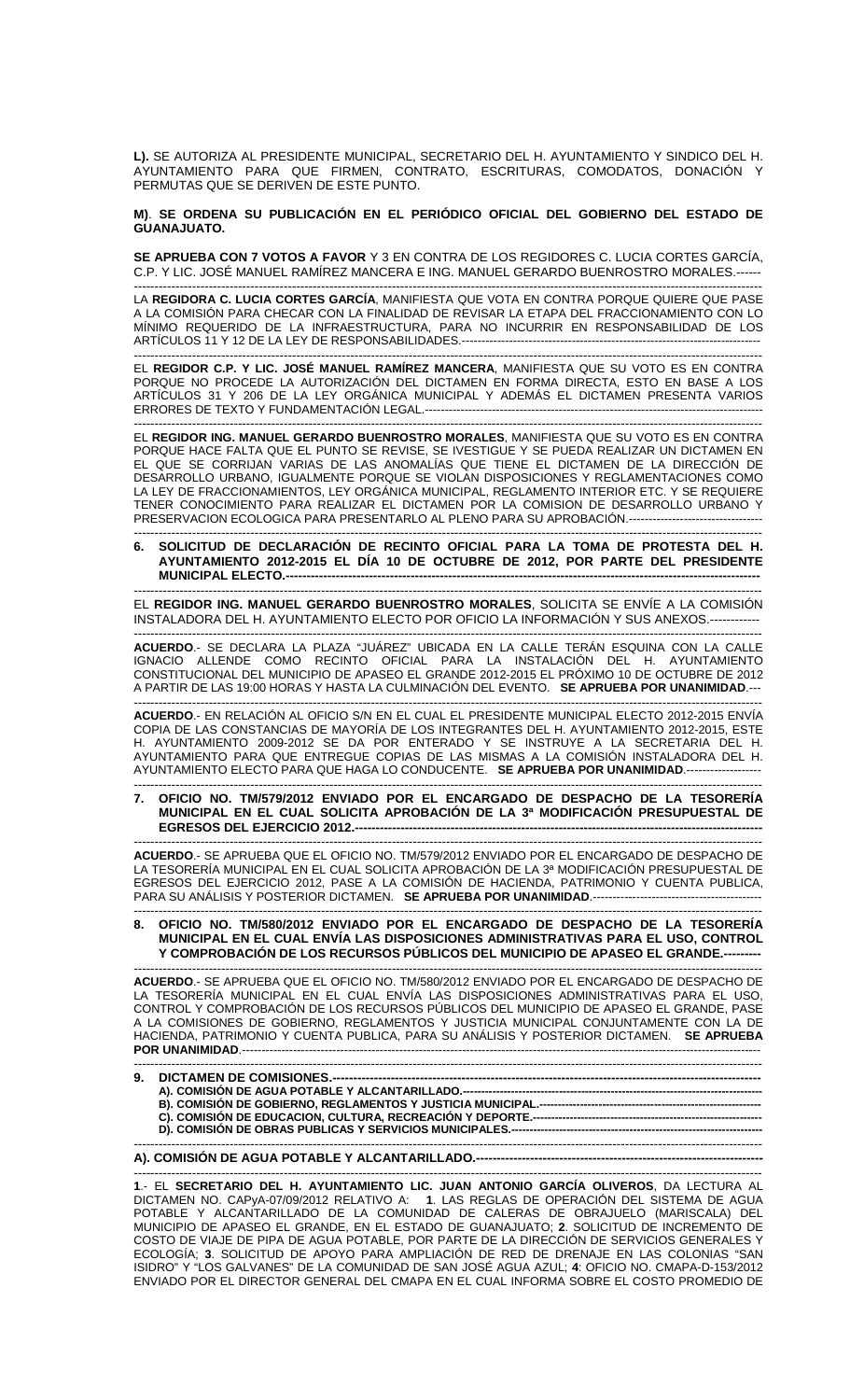**L).** SE AUTORIZA AL PRESIDENTE MUNICIPAL, SECRETARIO DEL H. AYUNTAMIENTO Y SINDICO DEL H. AYUNTAMIENTO PARA QUE FIRMEN, CONTRATO, ESCRITURAS, COMODATOS, DONACIÓN Y PERMUTAS QUE SE DERIVEN DE ESTE PUNTO.

**M)**. **SE ORDENA SU PUBLICACIÓN EN EL PERIÓDICO OFICIAL DEL GOBIERNO DEL ESTADO DE GUANAJUATO.**

**SE APRUEBA CON 7 VOTOS A FAVOR** Y 3 EN CONTRA DE LOS REGIDORES C. LUCIA CORTES GARCÍA, C.P. Y LIC. JOSÉ MANUEL RAMÍREZ MANCERA E ING. MANUEL GERARDO BUENROSTRO MORALES.------

LA **REGIDORA C. LUCIA CORTES GARCÍA**, MANIFIESTA QUE VOTA EN CONTRA PORQUE QUIERE QUE PASE A LA COMISIÓN PARA CHECAR CON LA FINALIDAD DE REVISAR LA ETAPA DEL FRACCIONAMIENTO CON LO MÍNIMO REQUERIDO DE LA INFRAESTRUCTURA, PARA NO INCURRIR EN RESPONSABILIDAD DE LOS ARTÍCULOS 11 Y 12 DE LA LEY DE RESPONSABILIDADES.------------------------------------------------------------------------

EL **REGIDOR C.P. Y LIC. JOSÉ MANUEL RAMÍREZ MANCERA**, MANIFIESTA QUE SU VOTO ES EN CONTRA PORQUE NO PROCEDE LA AUTORIZACIÓN DEL DICTAMEN EN FORMA DIRECTA, ESTO EN BASE A LOS ARTÍCULOS 31 Y 206 DE LA LEY ORGÁNICA MUNICIPAL Y ADEMÁS EL DICTAMEN PRESENTA VARIOS ERRORES DE TEXTO Y FUNDAMENTACIÓN LEGAL.----------------------------------------------------------------------------------

EL **REGIDOR ING. MANUEL GERARDO BUENROSTRO MORALES**, MANIFIESTA QUE SU VOTO ES EN CONTRA PORQUE HACE FALTA QUE EL PUNTO SE REVISE, SE IVESTIGUE Y SE PUEDA REALIZAR UN DICTAMEN EN EL QUE SE CORRIJAN VARIAS DE LAS ANOMALÍAS QUE TIENE EL DICTAMEN DE LA DIRECCIÓN DE DESARROLLO URBANO, IGUALMENTE PORQUE SE VIOLAN DISPOSICIONES Y REGLAMENTACIONES COMO LA LEY DE FRACCIONAMIENTOS, LEY ORGÁNICA MUNICIPAL, REGLAMENTO INTERIOR ETC. Y SE REQUIERE TENER CONOCIMIENTO PARA REALIZAR EL DICTAMEN POR LA COMISION DE DESARROLLO URBANO Y PRESERVACION ECOLOGICA PARA PRESENTARLO AL PLENO PARA SU APROBACIÓN.----------------------------------

**6. SOLICITUD DE DECLARACIÓN DE RECINTO OFICIAL PARA LA TOMA DE PROTESTA DEL H. AYUNTAMIENTO 2012-2015 EL DÍA 10 DE OCTUBRE DE 2012, POR PARTE DEL PRESIDENTE MUNICIPAL ELECTO.-----------------------------------------------------------------------------------------------------------**

EL **REGIDOR ING. MANUEL GERARDO BUENROSTRO MORALES**, SOLICITA SE ENVÍE A LA COMISIÓN INSTALADORA DEL H. AYUNTAMIENTO ELECTO POR OFICIO LA INFORMACIÓN Y SUS ANEXOS.------------

**ACUERDO**.- SE DECLARA LA PLAZA "JUÁREZ" UBICADA EN LA CALLE TERÁN ESQUINA CON LA CALLE IGNACIO ALLENDE COMO RECINTO OFICIAL PARA LA INSTALACIÓN DEL H. AYUNTAMIENTO CONSTITUCIONAL DEL MUNICIPIO DE APASEO EL GRANDE 2012-2015 EL PRÓXIMO 10 DE OCTUBRE DE 2012 A PARTIR DE LAS 19:00 HORAS Y HASTA LA CULMINACIÓN DEL EVENTO. **SE APRUEBA POR UNANIMIDAD**.---

**ACUERDO**.- EN RELACIÓN AL OFICIO S/N EN EL CUAL EL PRESIDENTE MUNICIPAL ELECTO 2012-2015 ENVÍA COPIA DE LAS CONSTANCIAS DE MAYORÍA DE LOS INTEGRANTES DEL H. AYUNTAMIENTO 2012-2015, ESTE H. AYUNTAMIENTO 2009-2012 SE DA POR ENTERADO Y SE INSTRUYE A LA SECRETARIA DEL H. AYUNTAMIENTO PARA QUE ENTREGUE COPIAS DE LAS MISMAS A LA COMISIÓN INSTALADORA DEL H. AYUNTAMIENTO ELECTO PARA QUE HAGA LO CONDUCENTE. **SE APRUEBA POR UNANIMIDAD**.-------------------

**7. OFICIO NO. TM/579/2012 ENVIADO POR EL ENCARGADO DE DESPACHO DE LA TESORERÍA MUNICIPAL EN EL CUAL SOLICITA APROBACIÓN DE LA 3ª MODIFICACIÓN PRESUPUESTAL DE EGRESOS DEL EJERCICIO 2012.----------------------------------------------------------------------------------------------**

**ACUERDO**.- SE APRUEBA QUE EL OFICIO NO. TM/579/2012 ENVIADO POR EL ENCARGADO DE DESPACHO DE LA TESORERÍA MUNICIPAL EN EL CUAL SOLICITA APROBACIÓN DE LA 3ª MODIFICACIÓN PRESUPUESTAL DE EGRESOS DEL EJERCICIO 2012, PASE A LA COMISIÓN DE HACIENDA, PATRIMONIO Y CUENTA PUBLICA, PARA SU ANÁLISIS Y POSTERIOR DICTAMEN. **SE APRUEBA POR UNANIMIDAD**.-------------------------------------------

**8. OFICIO NO. TM/580/2012 ENVIADO POR EL ENCARGADO DE DESPACHO DE LA TESORERÍA MUNICIPAL EN EL CUAL ENVÍA LAS DISPOSICIONES ADMINISTRATIVAS PARA EL USO, CONTROL Y COMPROBACIÓN DE LOS RECURSOS PÚBLICOS DEL MUNICIPIO DE APASEO EL GRANDE.---------**

**ACUERDO**.- SE APRUEBA QUE EL OFICIO NO. TM/580/2012 ENVIADO POR EL ENCARGADO DE DESPACHO DE LA TESORERÍA MUNICIPAL EN EL CUAL ENVÍA LAS DISPOSICIONES ADMINISTRATIVAS PARA EL USO, CONTROL Y COMPROBACIÓN DE LOS RECURSOS PÚBLICOS DEL MUNICIPIO DE APASEO EL GRANDE, PASE A LA COMISIONES DE GOBIERNO, REGLAMENTOS Y JUSTICIA MUNICIPAL CONJUNTAMENTE CON LA DE HACIENDA, PATRIMONIO Y CUENTA PUBLICA, PARA SU ANÁLISIS Y POSTERIOR DICTAMEN. **SE APRUEBA POR UNANIMIDAD**.-----------------------------------------------------------------------------------------------------------------------

**9. DICTAMEN DE COMISIONES.---------------------------------------------------------------------------------------------------**
**A). COMISIÓN DE AGUA POTABLE Y ALCANTARILLADO.----------------------------------------------------------------**
**B). COMISIÓN DE GOBIERNO, REGLAMENTOS Y JUSTICIA MUNICIPAL.---------------------------------------------**
**C). COMISIÓN DE EDUCACION, CULTURA, RECREACIÓN Y DEPORTE.-------------------------------------------------**
**D). COMISIÓN DE OBRAS PUBLICAS Y SERVICIOS MUNICIPALES.-------------------------------------------------------**

**A). COMISIÓN DE AGUA POTABLE Y ALCANTARILLADO.--------------------------------------------------------------------**

**1**.- EL **SECRETARIO DEL H. AYUNTAMIENTO LIC. JUAN ANTONIO GARCÍA OLIVEROS**, DA LECTURA AL DICTAMEN NO. CAPyA-07/09/2012 RELATIVO A: **1**. LAS REGLAS DE OPERACIÓN DEL SISTEMA DE AGUA POTABLE Y ALCANTARILLADO DE LA COMUNIDAD DE CALERAS DE OBRAJUELO (MARISCALA) DEL MUNICIPIO DE APASEO EL GRANDE, EN EL ESTADO DE GUANAJUATO; **2**. SOLICITUD DE INCREMENTO DE COSTO DE VIAJE DE PIPA DE AGUA POTABLE, POR PARTE DE LA DIRECCIÓN DE SERVICIOS GENERALES Y ECOLOGÍA; **3**. SOLICITUD DE APOYO PARA AMPLIACIÓN DE RED DE DRENAJE EN LAS COLONIAS "SAN ISIDRO" Y "LOS GALVANES" DE LA COMUNIDAD DE SAN JOSÉ AGUA AZUL; **4**: OFICIO NO. CMAPA-D-153/2012 ENVIADO POR EL DIRECTOR GENERAL DEL CMAPA EN EL CUAL INFORMA SOBRE EL COSTO PROMEDIO DE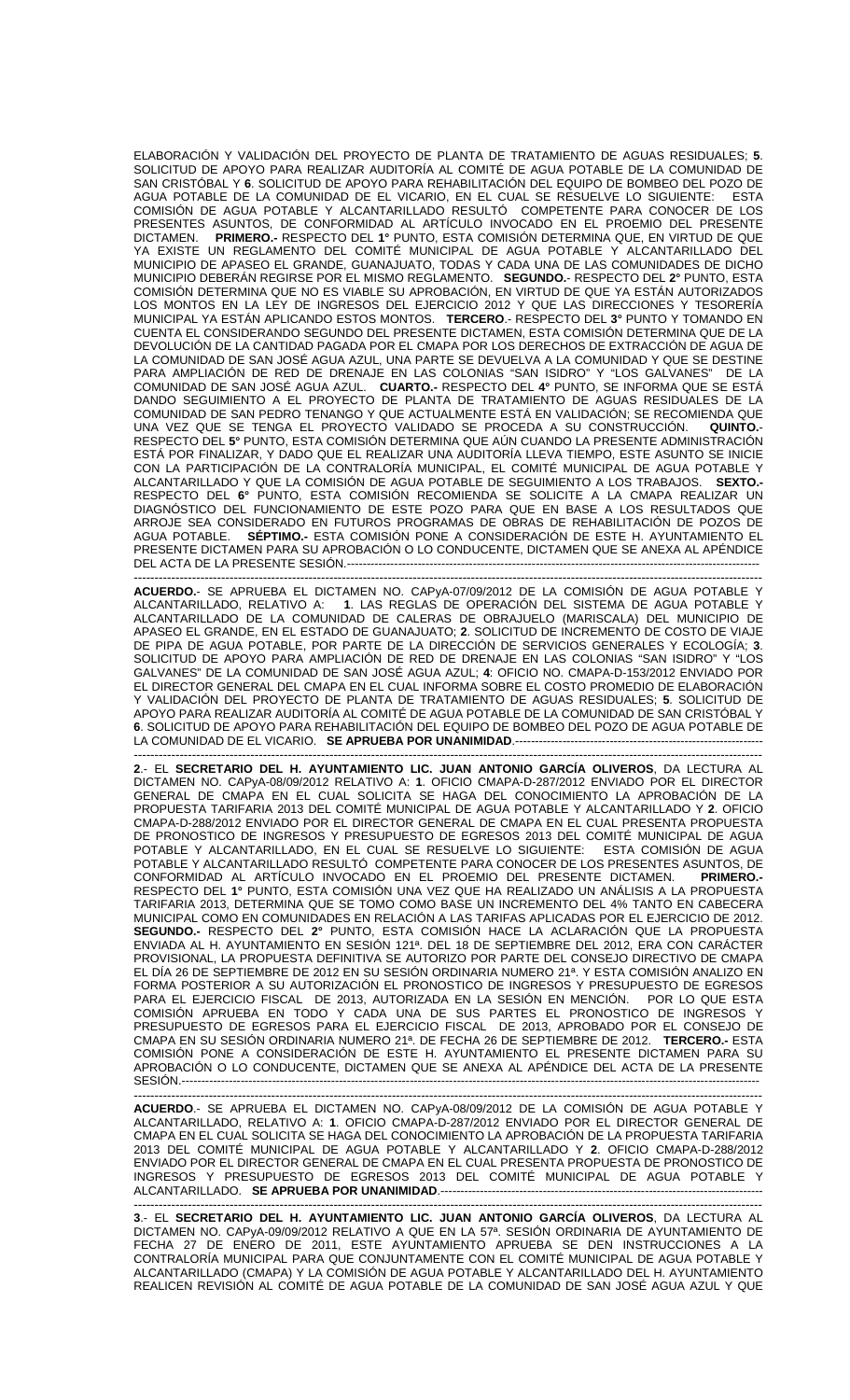ELABORACIÓN Y VALIDACIÓN DEL PROYECTO DE PLANTA DE TRATAMIENTO DE AGUAS RESIDUALES; **5**. SOLICITUD DE APOYO PARA REALIZAR AUDITORÍA AL COMITÉ DE AGUA POTABLE DE LA COMUNIDAD DE SAN CRISTÓBAL Y **6**. SOLICITUD DE APOYO PARA REHABILITACIÓN DEL EQUIPO DE BOMBEO DEL POZO DE AGUA POTABLE DE LA COMUNIDAD DE EL VICARIO, EN EL CUAL SE RESUELVE LO SIGUIENTE: ESTA COMISIÓN DE AGUA POTABLE Y ALCANTARILLADO RESULTÓ COMPETENTE PARA CONOCER DE LOS PRESENTES ASUNTOS, DE CONFORMIDAD AL ARTÍCULO INVOCADO EN EL PROEMIO DEL PRESENTE DICTAMEN. **PRIMERO.-** RESPECTO DEL **1°** PUNTO, ESTA COMISIÓN DETERMINA QUE, EN VIRTUD DE QUE YA EXISTE UN REGLAMENTO DEL COMITÉ MUNICIPAL DE AGUA POTABLE Y ALCANTARILLADO DEL MUNICIPIO DE APASEO EL GRANDE, GUANAJUATO, TODAS Y CADA UNA DE LAS COMUNIDADES DE DICHO MUNICIPIO DEBERÁN REGIRSE POR EL MISMO REGLAMENTO. **SEGUNDO.**- RESPECTO DEL **2°** PUNTO, ESTA COMISIÓN DETERMINA QUE NO ES VIABLE SU APROBACIÓN, EN VIRTUD DE QUE YA ESTÁN AUTORIZADOS LOS MONTOS EN LA LEY DE INGRESOS DEL EJERCICIO 2012 Y QUE LAS DIRECCIONES Y TESORERÍA MUNICIPAL YA ESTÁN APLICANDO ESTOS MONTOS. **TERCERO**.- RESPECTO DEL **3°** PUNTO Y TOMANDO EN CUENTA EL CONSIDERANDO SEGUNDO DEL PRESENTE DICTAMEN, ESTA COMISIÓN DETERMINA QUE DE LA DEVOLUCIÓN DE LA CANTIDAD PAGADA POR EL CMAPA POR LOS DERECHOS DE EXTRACCIÓN DE AGUA DE LA COMUNIDAD DE SAN JOSÉ AGUA AZUL, UNA PARTE SE DEVUELVA A LA COMUNIDAD Y QUE SE DESTINE PARA AMPLIACIÓN DE RED DE DRENAJE EN LAS COLONIAS "SAN ISIDRO" Y "LOS GALVANES" DE LA COMUNIDAD DE SAN JOSÉ AGUA AZUL. **CUARTO.-** RESPECTO DEL **4°** PUNTO, SE INFORMA QUE SE ESTÁ DANDO SEGUIMIENTO A EL PROYECTO DE PLANTA DE TRATAMIENTO DE AGUAS RESIDUALES DE LA COMUNIDAD DE SAN PEDRO TENANGO Y QUE ACTUALMENTE ESTÁ EN VALIDACIÓN; SE RECOMIENDA QUE UNA VEZ QUE SE TENGA EL PROYECTO VALIDADO SE PROCEDA A SU CONSTRUCCIÓN. **QUINTO.**- RESPECTO DEL **5°** PUNTO, ESTA COMISIÓN DETERMINA QUE AÚN CUANDO LA PRESENTE ADMINISTRACIÓN ESTÁ POR FINALIZAR, Y DADO QUE EL REALIZAR UNA AUDITORÍA LLEVA TIEMPO, ESTE ASUNTO SE INICIE CON LA PARTICIPACIÓN DE LA CONTRALORÍA MUNICIPAL, EL COMITÉ MUNICIPAL DE AGUA POTABLE Y ALCANTARILLADO Y QUE LA COMISIÓN DE AGUA POTABLE DE SEGUIMIENTO A LOS TRABAJOS. **SEXTO.-** RESPECTO DEL **6°** PUNTO, ESTA COMISIÓN RECOMIENDA SE SOLICITE A LA CMAPA REALIZAR UN DIAGNÓSTICO DEL FUNCIONAMIENTO DE ESTE POZO PARA QUE EN BASE A LOS RESULTADOS QUE ARROJE SEA CONSIDERADO EN FUTUROS PROGRAMAS DE OBRAS DE REHABILITACIÓN DE POZOS DE AGUA POTABLE. **SÉPTIMO.-** ESTA COMISIÓN PONE A CONSIDERACIÓN DE ESTE H. AYUNTAMIENTO EL PRESENTE DICTAMEN PARA SU APROBACIÓN O LO CONDUCENTE, DICTAMEN QUE SE ANEXA AL APÉNDICE DEL ACTA DE LA PRESENTE SESIÓN.-----------------------------------------------------------------------------------------------------------

-----------------------------------------------------------------------------------------------------------------------------------------

**ACUERDO.**- SE APRUEBA EL DICTAMEN NO. CAPyA-07/09/2012 DE LA COMISIÓN DE AGUA POTABLE Y ALCANTARILLADO, RELATIVO A: **1**. LAS REGLAS DE OPERACIÓN DEL SISTEMA DE AGUA POTABLE Y ALCANTARILLADO DE LA COMUNIDAD DE CALERAS DE OBRAJUELO (MARISCALA) DEL MUNICIPIO DE APASEO EL GRANDE, EN EL ESTADO DE GUANAJUATO; **2**. SOLICITUD DE INCREMENTO DE COSTO DE VIAJE DE PIPA DE AGUA POTABLE, POR PARTE DE LA DIRECCIÓN DE SERVICIOS GENERALES Y ECOLOGÍA; **3**. SOLICITUD DE APOYO PARA AMPLIACIÓN DE RED DE DRENAJE EN LAS COLONIAS "SAN ISIDRO" Y "LOS GALVANES" DE LA COMUNIDAD DE SAN JOSÉ AGUA AZUL; **4**: OFICIO NO. CMAPA-D-153/2012 ENVIADO POR EL DIRECTOR GENERAL DEL CMAPA EN EL CUAL INFORMA SOBRE EL COSTO PROMEDIO DE ELABORACIÓN Y VALIDACIÓN DEL PROYECTO DE PLANTA DE TRATAMIENTO DE AGUAS RESIDUALES; **5**. SOLICITUD DE APOYO PARA REALIZAR AUDITORÍA AL COMITÉ DE AGUA POTABLE DE LA COMUNIDAD DE SAN CRISTÓBAL Y **6**. SOLICITUD DE APOYO PARA REHABILITACIÓN DEL EQUIPO DE BOMBEO DEL POZO DE AGUA POTABLE DE LA COMUNIDAD DE EL VICARIO. **SE APRUEBA POR UNANIMIDAD**.-----------------------------------------------------------

-----------------------------------------------------------------------------------------------------------------------------------------

**2**.- EL **SECRETARIO DEL H. AYUNTAMIENTO LIC. JUAN ANTONIO GARCÍA OLIVEROS**, DA LECTURA AL DICTAMEN NO. CAPyA-08/09/2012 RELATIVO A: **1**. OFICIO CMAPA-D-287/2012 ENVIADO POR EL DIRECTOR GENERAL DE CMAPA EN EL CUAL SOLICITA SE HAGA DEL CONOCIMIENTO LA APROBACIÓN DE LA PROPUESTA TARIFARIA 2013 DEL COMITÉ MUNICIPAL DE AGUA POTABLE Y ALCANTARILLADO Y **2**. OFICIO CMAPA-D-288/2012 ENVIADO POR EL DIRECTOR GENERAL DE CMAPA EN EL CUAL PRESENTA PROPUESTA DE PRONOSTICO DE INGRESOS Y PRESUPUESTO DE EGRESOS 2013 DEL COMITÉ MUNICIPAL DE AGUA POTABLE Y ALCANTARILLADO, EN EL CUAL SE RESUELVE LO SIGUIENTE: ESTA COMISIÓN DE AGUA POTABLE Y ALCANTARILLADO RESULTÓ COMPETENTE PARA CONOCER DE LOS PRESENTES ASUNTOS, DE CONFORMIDAD AL ARTÍCULO INVOCADO EN EL PROEMIO DEL PRESENTE DICTAMEN. **PRIMERO.-** RESPECTO DEL **1°** PUNTO, ESTA COMISIÓN UNA VEZ QUE HA REALIZADO UN ANÁLISIS A LA PROPUESTA TARIFARIA 2013, DETERMINA QUE SE TOMO COMO BASE UN INCREMENTO DEL 4% TANTO EN CABECERA MUNICIPAL COMO EN COMUNIDADES EN RELACIÓN A LAS TARIFAS APLICADAS POR EL EJERCICIO DE 2012. **SEGUNDO.-** RESPECTO DEL **2°** PUNTO, ESTA COMISIÓN HACE LA ACLARACIÓN QUE LA PROPUESTA ENVIADA AL H. AYUNTAMIENTO EN SESIÓN 121ª. DEL 18 DE SEPTIEMBRE DEL 2012, ERA CON CARÁCTER PROVISIONAL, LA PROPUESTA DEFINITIVA SE AUTORIZO POR PARTE DEL CONSEJO DIRECTIVO DE CMAPA EL DÍA 26 DE SEPTIEMBRE DE 2012 EN SU SESIÓN ORDINARIA NUMERO 21ª. Y ESTA COMISIÓN ANALIZO EN FORMA POSTERIOR A SU AUTORIZACIÓN EL PRONOSTICO DE INGRESOS Y PRESUPUESTO DE EGRESOS PARA EL EJERCICIO FISCAL DE 2013, AUTORIZADA EN LA SESIÓN EN MENCIÓN. POR LO QUE ESTA COMISIÓN APRUEBA EN TODO Y CADA UNA DE SUS PARTES EL PRONOSTICO DE INGRESOS Y PRESUPUESTO DE EGRESOS PARA EL EJERCICIO FISCAL DE 2013, APROBADO POR EL CONSEJO DE CMAPA EN SU SESIÓN ORDINARIA NUMERO 21ª. DE FECHA 26 DE SEPTIEMBRE DE 2012. **TERCERO.-** ESTA COMISIÓN PONE A CONSIDERACIÓN DE ESTE H. AYUNTAMIENTO EL PRESENTE DICTAMEN PARA SU APROBACIÓN O LO CONDUCENTE, DICTAMEN QUE SE ANEXA AL APÉNDICE DEL ACTA DE LA PRESENTE SESIÓN.-----------------------------------------------------------------------------------------------------------------------------

-----------------------------------------------------------------------------------------------------------------------------------------

**ACUERDO**.- SE APRUEBA EL DICTAMEN NO. CAPyA-08/09/2012 DE LA COMISIÓN DE AGUA POTABLE Y ALCANTARILLADO, RELATIVO A: **1**. OFICIO CMAPA-D-287/2012 ENVIADO POR EL DIRECTOR GENERAL DE CMAPA EN EL CUAL SOLICITA SE HAGA DEL CONOCIMIENTO LA APROBACIÓN DE LA PROPUESTA TARIFARIA 2013 DEL COMITÉ MUNICIPAL DE AGUA POTABLE Y ALCANTARILLADO Y **2**. OFICIO CMAPA-D-288/2012 ENVIADO POR EL DIRECTOR GENERAL DE CMAPA EN EL CUAL PRESENTA PROPUESTA DE PRONOSTICO DE INGRESOS Y PRESUPUESTO DE EGRESOS 2013 DEL COMITÉ MUNICIPAL DE AGUA POTABLE Y ALCANTARILLADO. **SE APRUEBA POR UNANIMIDAD**.-------------------------------------------------------------------------

-----------------------------------------------------------------------------------------------------------------------------------------

**3**.- EL **SECRETARIO DEL H. AYUNTAMIENTO LIC. JUAN ANTONIO GARCÍA OLIVEROS**, DA LECTURA AL DICTAMEN NO. CAPyA-09/09/2012 RELATIVO A QUE EN LA 57ª. SESIÓN ORDINARIA DE AYUNTAMIENTO DE FECHA 27 DE ENERO DE 2011, ESTE AYUNTAMIENTO APRUEBA SE DEN INSTRUCCIONES A LA CONTRALORÍA MUNICIPAL PARA QUE CONJUNTAMENTE CON EL COMITÉ MUNICIPAL DE AGUA POTABLE Y ALCANTARILLADO (CMAPA) Y LA COMISIÓN DE AGUA POTABLE Y ALCANTARILLADO DEL H. AYUNTAMIENTO REALICEN REVISIÓN AL COMITÉ DE AGUA POTABLE DE LA COMUNIDAD DE SAN JOSÉ AGUA AZUL Y QUE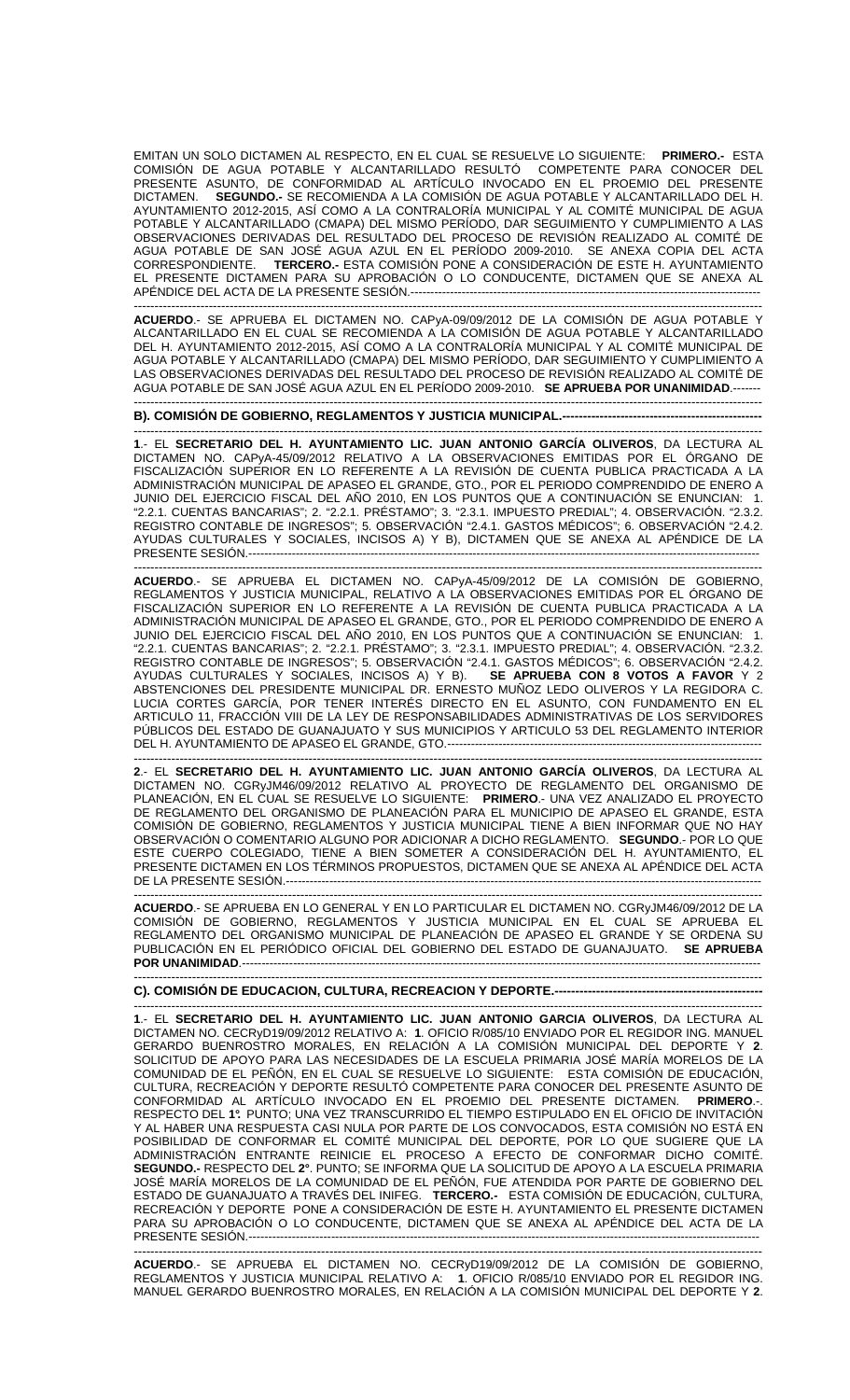EMITAN UN SOLO DICTAMEN AL RESPECTO, EN EL CUAL SE RESUELVE LO SIGUIENTE: **PRIMERO.-** ESTA COMISIÓN DE AGUA POTABLE Y ALCANTARILLADO RESULTÓ COMPETENTE PARA CONOCER DEL PRESENTE ASUNTO, DE CONFORMIDAD AL ARTÍCULO INVOCADO EN EL PROEMIO DEL PRESENTE DICTAMEN. **SEGUNDO.-** SE RECOMIENDA A LA COMISIÓN DE AGUA POTABLE Y ALCANTARILLADO DEL H. AYUNTAMIENTO 2012-2015, ASÍ COMO A LA CONTRALORÍA MUNICIPAL Y AL COMITÉ MUNICIPAL DE AGUA POTABLE Y ALCANTARILLADO (CMAPA) DEL MISMO PERÍODO, DAR SEGUIMIENTO Y CUMPLIMIENTO A LAS OBSERVACIONES DERIVADAS DEL RESULTADO DEL PROCESO DE REVISIÓN REALIZADO AL COMITÉ DE AGUA POTABLE DE SAN JOSÉ AGUA AZUL EN EL PERÍODO 2009-2010. SE ANEXA COPIA DEL ACTA CORRESPONDIENTE. **TERCERO.-** ESTA COMISIÓN PONE A CONSIDERACIÓN DE ESTE H. AYUNTAMIENTO EL PRESENTE DICTAMEN PARA SU APROBACIÓN O LO CONDUCENTE, DICTAMEN QUE SE ANEXA AL APÉNDICE DEL ACTA DE LA PRESENTE SESIÓN.----------------------------------------------------------------------------------------

**ACUERDO**.- SE APRUEBA EL DICTAMEN NO. CAPyA-09/09/2012 DE LA COMISIÓN DE AGUA POTABLE Y ALCANTARILLADO EN EL CUAL SE RECOMIENDA A LA COMISIÓN DE AGUA POTABLE Y ALCANTARILLADO DEL H. AYUNTAMIENTO 2012-2015, ASÍ COMO A LA CONTRALORÍA MUNICIPAL Y AL COMITÉ MUNICIPAL DE AGUA POTABLE Y ALCANTARILLADO (CMAPA) DEL MISMO PERÍODO, DAR SEGUIMIENTO Y CUMPLIMIENTO A LAS OBSERVACIONES DERIVADAS DEL RESULTADO DEL PROCESO DE REVISIÓN REALIZADO AL COMITÉ DE AGUA POTABLE DE SAN JOSÉ AGUA AZUL EN EL PERÍODO 2009-2010. **SE APRUEBA POR UNANIMIDAD**.-------

**B). COMISIÓN DE GOBIERNO, REGLAMENTOS Y JUSTICIA MUNICIPAL.-------------------------------------------------**

**1**.- EL **SECRETARIO DEL H. AYUNTAMIENTO LIC. JUAN ANTONIO GARCÍA OLIVEROS**, DA LECTURA AL DICTAMEN NO. CAPyA-45/09/2012 RELATIVO A LAS OBSERVACIONES EMITIDAS POR EL ÓRGANO DE FISCALIZACIÓN SUPERIOR EN LO REFERENTE A LA REVISIÓN DE CUENTA PUBLICA PRACTICADA A LA ADMINISTRACIÓN MUNICIPAL DE APASEO EL GRANDE, GTO., POR EL PERIODO COMPRENDIDO DE ENERO A JUNIO DEL EJERCICIO FISCAL DEL AÑO 2010, EN LOS PUNTOS QUE A CONTINUACIÓN SE ENUNCIAN: 1. "2.2.1. CUENTAS BANCARIAS"; 2. "2.2.1. PRÉSTAMO"; 3. "2.3.1. IMPUESTO PREDIAL"; 4. OBSERVACIÓN. "2.3.2. REGISTRO CONTABLE DE INGRESOS"; 5. OBSERVACIÓN "2.4.1. GASTOS MÉDICOS"; 6. OBSERVACIÓN "2.4.2. AYUDAS CULTURALES Y SOCIALES, INCISOS A) Y B), DICTAMEN QUE SE ANEXA AL APÉNDICE DE LA PRESENTE SESIÓN.-----------------------------------------------------------------------------------------------------------

**ACUERDO**.- SE APRUEBA EL DICTAMEN NO. CAPyA-45/09/2012 DE LA COMISIÓN DE GOBIERNO, REGLAMENTOS Y JUSTICIA MUNICIPAL, RELATIVO A LA OBSERVACIONES EMITIDAS POR EL ÓRGANO DE FISCALIZACIÓN SUPERIOR EN LO REFERENTE A LA REVISIÓN DE CUENTA PUBLICA PRACTICADA A LA ADMINISTRACIÓN MUNICIPAL DE APASEO EL GRANDE, GTO., POR EL PERIODO COMPRENDIDO DE ENERO A JUNIO DEL EJERCICIO FISCAL DEL AÑO 2010, EN LOS PUNTOS QUE A CONTINUACIÓN SE ENUNCIAN: 1. "2.2.1. CUENTAS BANCARIAS"; 2. "2.2.1. PRÉSTAMO"; 3. "2.3.1. IMPUESTO PREDIAL"; 4. OBSERVACIÓN. "2.3.2. REGISTRO CONTABLE DE INGRESOS"; 5. OBSERVACIÓN "2.4.1. GASTOS MÉDICOS"; 6. OBSERVACIÓN "2.4.2. AYUDAS CULTURALES Y SOCIALES, INCISOS A) Y B). **SE APRUEBA CON 8 VOTOS A FAVOR** Y 2 ABSTENCIONES DEL PRESIDENTE MUNICIPAL DR. ERNESTO MUÑOZ LEDO OLIVEROS Y LA REGIDORA C. LUCIA CORTES GARCÍA, POR TENER INTERÉS DIRECTO EN EL ASUNTO, CON FUNDAMENTO EN EL ARTICULO 11, FRACCIÓN VIII DE LA LEY DE RESPONSABILIDADES ADMINISTRATIVAS DE LOS SERVIDORES PÚBLICOS DEL ESTADO DE GUANAJUATO Y SUS MUNICIPIOS Y ARTICULO 53 DEL REGLAMENTO INTERIOR DEL H. AYUNTAMIENTO DE APASEO EL GRANDE, GTO.---------------------------------------------------------------------------

**2**.- EL **SECRETARIO DEL H. AYUNTAMIENTO LIC. JUAN ANTONIO GARCÍA OLIVEROS**, DA LECTURA AL DICTAMEN NO. CGRyJM46/09/2012 RELATIVO AL PROYECTO DE REGLAMENTO DEL ORGANISMO DE PLANEACIÓN, EN EL CUAL SE RESUELVE LO SIGUIENTE: **PRIMERO**.- UNA VEZ ANALIZADO EL PROYECTO DE REGLAMENTO DEL ORGANISMO DE PLANEACIÓN PARA EL MUNICIPIO DE APASEO EL GRANDE, ESTA COMISIÓN DE GOBIERNO, REGLAMENTOS Y JUSTICIA MUNICIPAL TIENE A BIEN INFORMAR QUE NO HAY OBSERVACIÓN O COMENTARIO ALGUNO POR ADICIONAR A DICHO REGLAMENTO. **SEGUNDO**.- POR LO QUE ESTE CUERPO COLEGIADO, TIENE A BIEN SOMETER A CONSIDERACIÓN DEL H. AYUNTAMIENTO, EL PRESENTE DICTAMEN EN LOS TÉRMINOS PROPUESTOS, DICTAMEN QUE SE ANEXA AL APÉNDICE DEL ACTA DE LA PRESENTE SESIÓN.------------------------------------------------------------------------------------------------------------------------

**ACUERDO**.- SE APRUEBA EN LO GENERAL Y EN LO PARTICULAR EL DICTAMEN NO. CGRyJM46/09/2012 DE LA COMISIÓN DE GOBIERNO, REGLAMENTOS Y JUSTICIA MUNICIPAL EN EL CUAL SE APRUEBA EL REGLAMENTO DEL ORGANISMO MUNICIPAL DE PLANEACIÓN DE APASEO EL GRANDE Y SE ORDENA SU PUBLICACIÓN EN EL PERIÓDICO OFICIAL DEL GOBIERNO DEL ESTADO DE GUANAJUATO. **SE APRUEBA POR UNANIMIDAD**.---------------------------------------------------------------------------------------------------------------------

**C). COMISIÓN DE EDUCACION, CULTURA, RECREACION Y DEPORTE.-----------------------------------------------------**

**1**.- EL **SECRETARIO DEL H. AYUNTAMIENTO LIC. JUAN ANTONIO GARCIA OLIVEROS**, DA LECTURA AL DICTAMEN NO. CECRyD19/09/2012 RELATIVO A: **1**. OFICIO R/085/10 ENVIADO POR EL REGIDOR ING. MANUEL GERARDO BUENROSTRO MORALES, EN RELACIÓN A LA COMISIÓN MUNICIPAL DEL DEPORTE Y **2**. SOLICITUD DE APOYO PARA LAS NECESIDADES DE LA ESCUELA PRIMARIA JOSÉ MARÍA MORELOS DE LA COMUNIDAD DE EL PEÑÓN, EN EL CUAL SE RESUELVE LO SIGUIENTE: ESTA COMISIÓN DE EDUCACIÓN, CULTURA, RECREACIÓN Y DEPORTE RESULTÓ COMPETENTE PARA CONOCER DEL PRESENTE ASUNTO DE CONFORMIDAD AL ARTÍCULO INVOCADO EN EL PROEMIO DEL PRESENTE DICTAMEN. **PRIMERO**.-. RESPECTO DEL **1°.** PUNTO; UNA VEZ TRANSCURRIDO EL TIEMPO ESTIPULADO EN EL OFICIO DE INVITACIÓN Y AL HABER UNA RESPUESTA CASI NULA POR PARTE DE LOS CONVOCADOS, ESTA COMISIÓN NO ESTÁ EN POSIBILIDAD DE CONFORMAR EL COMITÉ MUNICIPAL DEL DEPORTE, POR LO QUE SUGIERE QUE LA ADMINISTRACIÓN ENTRANTE REINICIE EL PROCESO A EFECTO DE CONFORMAR DICHO COMITÉ. **SEGUNDO.-** RESPECTO DEL **2°**. PUNTO; SE INFORMA QUE LA SOLICITUD DE APOYO A LA ESCUELA PRIMARIA JOSÉ MARÍA MORELOS DE LA COMUNIDAD DE EL PEÑÓN, FUE ATENDIDA POR PARTE DE GOBIERNO DEL ESTADO DE GUANAJUATO A TRAVÉS DEL INIFEG. **TERCERO.-** ESTA COMISIÓN DE EDUCACIÓN, CULTURA, RECREACIÓN Y DEPORTE PONE A CONSIDERACIÓN DE ESTE H. AYUNTAMIENTO EL PRESENTE DICTAMEN PARA SU APROBACIÓN O LO CONDUCENTE, DICTAMEN QUE SE ANEXA AL APÉNDICE DEL ACTA DE LA PRESENTE SESIÓN.-----------------------------------------------------------------------------------------------------------------------

**ACUERDO**.- SE APRUEBA EL DICTAMEN NO. CECRyD19/09/2012 DE LA COMISIÓN DE GOBIERNO, REGLAMENTOS Y JUSTICIA MUNICIPAL RELATIVO A: **1**. OFICIO R/085/10 ENVIADO POR EL REGIDOR ING. MANUEL GERARDO BUENROSTRO MORALES, EN RELACIÓN A LA COMISIÓN MUNICIPAL DEL DEPORTE Y **2**.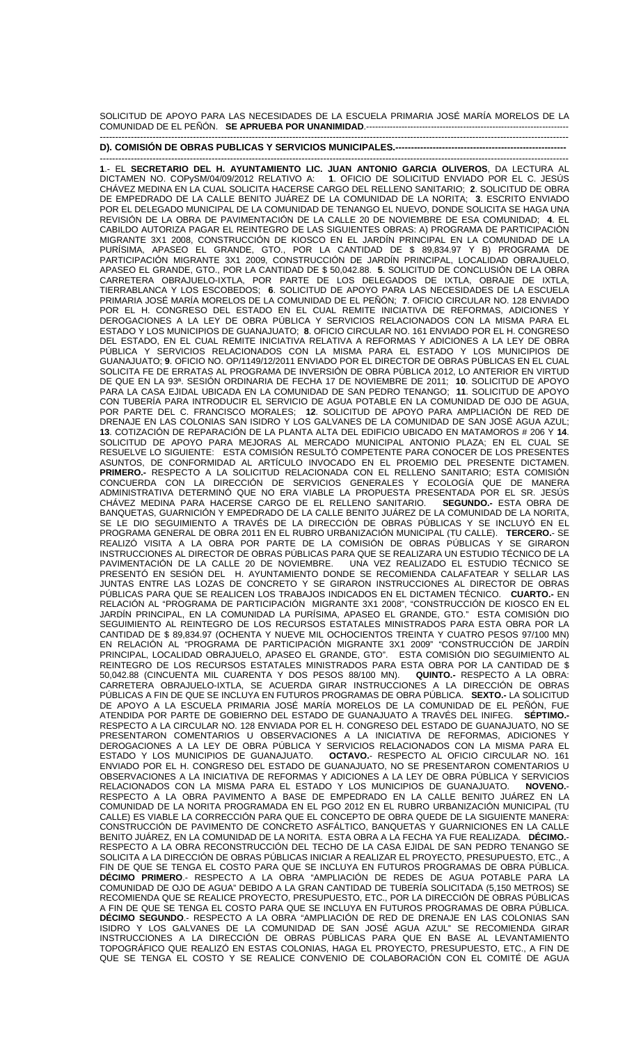SOLICITUD DE APOYO PARA LAS NECESIDADES DE LA ESCUELA PRIMARIA JOSÉ MARÍA MORELOS DE LA COMUNIDAD DE EL PEÑÓN. **SE APRUEBA POR UNANIMIDAD**.-------------------------------------------------------------------

-----------------------------------------------------------------------------------------------------------------------------------------------

**D). COMISIÓN DE OBRAS PUBLICAS Y SERVICIOS MUNICIPALES.-------------------------------------------------------**

-----------------------------------------------------------------------------------------------------------------------------------------------

**1**.- EL **SECRETARIO DEL H. AYUNTAMIENTO LIC. JUAN ANTONIO GARCIA OLIVEROS**, DA LECTURA AL DICTAMEN NO. COPySM/04/09/2012 RELATIVO A: **1**. OFICIO DE SOLICITUD ENVIADO POR EL C. JESÚS CHÁVEZ MEDINA EN LA CUAL SOLICITA HACERSE CARGO DEL RELLENO SANITARIO; **2**. SOLICITUD DE OBRA DE EMPEDRADO DE LA CALLE BENITO JUÁREZ DE LA COMUNIDAD DE LA NORITA; **3**. ESCRITO ENVIADO POR EL DELEGADO MUNICIPAL DE LA COMUNIDAD DE TENANGO EL NUEVO, DONDE SOLICITA SE HAGA UNA REVISIÓN DE LA OBRA DE PAVIMENTACIÓN DE LA CALLE 20 DE NOVIEMBRE DE ESA COMUNIDAD; **4**. EL CABILDO AUTORIZA PAGAR EL REINTEGRO DE LAS SIGUIENTES OBRAS: A) PROGRAMA DE PARTICIPACIÓN MIGRANTE 3X1 2008, CONSTRUCCIÓN DE KIOSCO EN EL JARDÍN PRINCIPAL EN LA COMUNIDAD DE LA PURÍSIMA, APASEO EL GRANDE, GTO., POR LA CANTIDAD DE $ 89,834.97 Y B) PROGRAMA DE PARTICIPACIÓN MIGRANTE 3X1 2009, CONSTRUCCIÓN DE JARDÍN PRINCIPAL, LOCALIDAD OBRAJUELO, APASEO EL GRANDE, GTO., POR LA CANTIDAD DE $ 50,042.88. **5**. SOLICITUD DE CONCLUSIÓN DE LA OBRA CARRETERA OBRAJUELO-IXTLA, POR PARTE DE LOS DELEGADOS DE IXTLA, OBRAJE DE IXTLA, TIERRABLANCA Y LOS ESCOBEDOS; **6**. SOLICITUD DE APOYO PARA LAS NECESIDADES DE LA ESCUELA PRIMARIA JOSÉ MARÍA MORELOS DE LA COMUNIDAD DE EL PEÑÓN; **7**. OFICIO CIRCULAR NO. 128 ENVIADO POR EL H. CONGRESO DEL ESTADO EN EL CUAL REMITE INICIATIVA DE REFORMAS, ADICIONES Y DEROGACIONES A LA LEY DE OBRA PÚBLICA Y SERVICIOS RELACIONADOS CON LA MISMA PARA EL ESTADO Y LOS MUNICIPIOS DE GUANAJUATO; **8**. OFICIO CIRCULAR NO. 161 ENVIADO POR EL H. CONGRESO DEL ESTADO, EN EL CUAL REMITE INICIATIVA RELATIVA A REFORMAS Y ADICIONES A LA LEY DE OBRA PÚBLICA Y SERVICIOS RELACIONADOS CON LA MISMA PARA EL ESTADO Y LOS MUNICIPIOS DE GUANAJUATO; **9**. OFICIO NO. OP/1149/12/2011 ENVIADO POR EL DIRECTOR DE OBRAS PÚBLICAS EN EL CUAL SOLICITA FE DE ERRATAS AL PROGRAMA DE INVERSIÓN DE OBRA PÚBLICA 2012, LO ANTERIOR EN VIRTUD DE QUE EN LA 93ª. SESIÓN ORDINARIA DE FECHA 17 DE NOVIEMBRE DE 2011; **10**. SOLICITUD DE APOYO PARA LA CASA EJIDAL UBICADA EN LA COMUNIDAD DE SAN PEDRO TENANGO; **11**. SOLICITUD DE APOYO CON TUBERÍA PARA INTRODUCIR EL SERVICIO DE AGUA POTABLE EN LA COMUNIDAD DE OJO DE AGUA, POR PARTE DEL C. FRANCISCO MORALES; **12**. SOLICITUD DE APOYO PARA AMPLIACIÓN DE RED DE DRENAJE EN LAS COLONIAS SAN ISIDRO Y LOS GALVANES DE LA COMUNIDAD DE SAN JOSÉ AGUA AZUL; **13**. COTIZACIÓN DE REPARACIÓN DE LA PLANTA ALTA DEL EDIFICIO UBICADO EN MATAMOROS # 206 Y **14**. SOLICITUD DE APOYO PARA MEJORAS AL MERCADO MUNICIPAL ANTONIO PLAZA; EN EL CUAL SE RESUELVE LO SIGUIENTE: ESTA COMISIÓN RESULTÓ COMPETENTE PARA CONOCER DE LOS PRESENTES ASUNTOS, DE CONFORMIDAD AL ARTÍCULO INVOCADO EN EL PROEMIO DEL PRESENTE DICTAMEN. **PRIMERO.-** RESPECTO A LA SOLICITUD RELACIONADA CON EL RELLENO SANITARIO; ESTA COMISIÓN CONCUERDA CON LA DIRECCIÓN DE SERVICIOS GENERALES Y ECOLOGÍA QUE DE MANERA ADMINISTRATIVA DETERMINÓ QUE NO ERA VIABLE LA PROPUESTA PRESENTADA POR EL SR. JESÚS CHÁVEZ MEDINA PARA HACERSE CARGO DE EL RELLENO SANITARIO. **SEGUNDO.-** ESTA OBRA DE BANQUETAS, GUARNICIÓN Y EMPEDRADO DE LA CALLE BENITO JUÁREZ DE LA COMUNIDAD DE LA NORITA, SE LE DIO SEGUIMIENTO A TRAVÉS DE LA DIRECCIÓN DE OBRAS PÚBLICAS Y SE INCLUYÓ EN EL PROGRAMA GENERAL DE OBRA 2011 EN EL RUBRO URBANIZACIÓN MUNICIPAL (TU CALLE). **TERCERO.**- SE REALIZÓ VISITA A LA OBRA POR PARTE DE LA COMISIÓN DE OBRAS PÚBLICAS Y SE GIRARON INSTRUCCIONES AL DIRECTOR DE OBRAS PÚBLICAS PARA QUE SE REALIZARA UN ESTUDIO TÉCNICO DE LA PAVIMENTACIÓN DE LA CALLE 20 DE NOVIEMBRE. UNA VEZ REALIZADO EL ESTUDIO TÉCNICO SE PRESENTÓ EN SESIÓN DEL H. AYUNTAMIENTO DONDE SE RECOMIENDA CALAFATEAR Y SELLAR LAS JUNTAS ENTRE LAS LOZAS DE CONCRETO Y SE GIRARON INSTRUCCIONES AL DIRECTOR DE OBRAS PÚBLICAS PARA QUE SE REALICEN LOS TRABAJOS INDICADOS EN EL DICTAMEN TÉCNICO. **CUARTO.-** EN RELACIÓN AL "PROGRAMA DE PARTICIPACIÓN MIGRANTE 3X1 2008", "CONSTRUCCIÓN DE KIOSCO EN EL JARDÍN PRINCIPAL, EN LA COMUNIDAD LA PURÍSIMA, APASEO EL GRANDE, GTO." ESTA COMISIÓN DIO SEGUIMIENTO AL REINTEGRO DE LOS RECURSOS ESTATALES MINISTRADOS PARA ESTA OBRA POR LA CANTIDAD DE $ 89,834.97 (OCHENTA Y NUEVE MIL OCHOCIENTOS TREINTA Y CUATRO PESOS 97/100 MN) EN RELACIÓN AL "PROGRAMA DE PARTICIPACIÓN MIGRANTE 3X1 2009" "CONSTRUCCIÓN DE JARDÍN PRINCIPAL, LOCALIDAD OBRAJUELO, APASEO EL GRANDE, GTO". ESTA COMISIÓN DIO SEGUIMIENTO AL REINTEGRO DE LOS RECURSOS ESTATALES MINISTRADOS PARA ESTA OBRA POR LA CANTIDAD DE $ 50,042.88 (CINCUENTA MIL CUARENTA Y DOS PESOS 88/100 MN). **QUINTO.-** RESPECTO A LA OBRA: CARRETERA OBRAJUELO-IXTLA, SE ACUERDA GIRAR INSTRUCCIONES A LA DIRECCIÓN DE OBRAS PÚBLICAS A FIN DE QUE SE INCLUYA EN FUTUROS PROGRAMAS DE OBRA PÚBLICA. **SEXTO.-** LA SOLICITUD DE APOYO A LA ESCUELA PRIMARIA JOSÉ MARÍA MORELOS DE LA COMUNIDAD DE EL PEÑÓN, FUE ATENDIDA POR PARTE DE GOBIERNO DEL ESTADO DE GUANAJUATO A TRAVÉS DEL INIFEG. **SÉPTIMO.-** RESPECTO A LA CIRCULAR NO. 128 ENVIADA POR EL H. CONGRESO DEL ESTADO DE GUANAJUATO, NO SE PRESENTARON COMENTARIOS U OBSERVACIONES A LA INICIATIVA DE REFORMAS, ADICIONES Y DEROGACIONES A LA LEY DE OBRA PÚBLICA Y SERVICIOS RELACIONADOS CON LA MISMA PARA EL ESTADO Y LOS MUNICIPIOS DE GUANAJUATO. **OCTAVO.**- RESPECTO AL OFICIO CIRCULAR NO. 161 ENVIADO POR EL H. CONGRESO DEL ESTADO DE GUANAJUATO, NO SE PRESENTARON COMENTARIOS U OBSERVACIONES A LA INICIATIVA DE REFORMAS Y ADICIONES A LA LEY DE OBRA PÚBLICA Y SERVICIOS RELACIONADOS CON LA MISMA PARA EL ESTADO Y LOS MUNICIPIOS DE GUANAJUATO. **NOVENO.**- RESPECTO A LA OBRA PAVIMENTO A BASE DE EMPEDRADO EN LA CALLE BENITO JUÁREZ EN LA COMUNIDAD DE LA NORITA PROGRAMADA EN EL PGO 2012 EN EL RUBRO URBANIZACIÓN MUNICIPAL (TU CALLE) ES VIABLE LA CORRECCIÓN PARA QUE EL CONCEPTO DE OBRA QUEDE DE LA SIGUIENTE MANERA: CONSTRUCCIÓN DE PAVIMENTO DE CONCRETO ASFÁLTICO, BANQUETAS Y GUARNICIONES EN LA CALLE BENITO JUÁREZ, EN LA COMUNIDAD DE LA NORITA. ESTA OBRA A LA FECHA YA FUE REALIZADA. **DÉCIMO.**- RESPECTO A LA OBRA RECONSTRUCCIÓN DEL TECHO DE LA CASA EJIDAL DE SAN PEDRO TENANGO SE SOLICITA A LA DIRECCIÓN DE OBRAS PÚBLICAS INICIAR A REALIZAR EL PROYECTO, PRESUPUESTO, ETC., A FIN DE QUE SE TENGA EL COSTO PARA QUE SE INCLUYA EN FUTUROS PROGRAMAS DE OBRA PÚBLICA. **DÉCIMO PRIMERO**.- RESPECTO A LA OBRA "AMPLIACIÓN DE REDES DE AGUA POTABLE PARA LA COMUNIDAD DE OJO DE AGUA" DEBIDO A LA GRAN CANTIDAD DE TUBERÍA SOLICITADA (5,150 METROS) SE RECOMIENDA QUE SE REALICE PROYECTO, PRESUPUESTO, ETC., POR LA DIRECCIÓN DE OBRAS PÚBLICAS A FIN DE QUE SE TENGA EL COSTO PARA QUE SE INCLUYA EN FUTUROS PROGRAMAS DE OBRA PÚBLICA. **DÉCIMO SEGUNDO**.- RESPECTO A LA OBRA "AMPLIACIÓN DE RED DE DRENAJE EN LAS COLONIAS SAN ISIDRO Y LOS GALVANES DE LA COMUNIDAD DE SAN JOSÉ AGUA AZUL" SE RECOMIENDA GIRAR INSTRUCCIONES A LA DIRECCIÓN DE OBRAS PÚBLICAS PARA QUE EN BASE AL LEVANTAMIENTO TOPOGRÁFICO QUE REALIZÓ EN ESTAS COLONIAS, HAGA EL PROYECTO, PRESUPUESTO, ETC., A FIN DE QUE SE TENGA EL COSTO Y SE REALICE CONVENIO DE COLABORACIÓN CON EL COMITÉ DE AGUA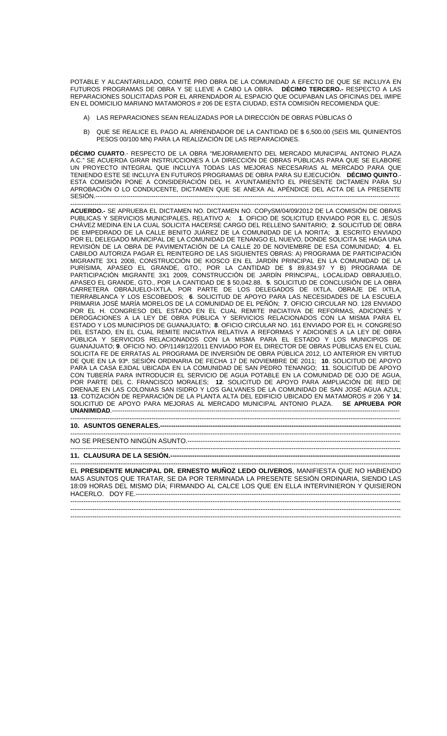POTABLE Y ALCANTARILLADO, COMITÉ PRO OBRA DE LA COMUNIDAD A EFECTO DE QUE SE INCLUYA EN FUTUROS PROGRAMAS DE OBRA Y SE LLEVE A CABO LA OBRA. **DÉCIMO TERCERO.-** RESPECTO A LAS REPARACIONES SOLICITADAS POR EL ARRENDADOR AL ESPACIO QUE OCUPABAN LAS OFICINAS DEL IMIPE EN EL DOMICILIO MARIANO MATAMOROS # 206 DE ESTA CIUDAD, ESTA COMISIÓN RECOMIENDA QUE:

A) LAS REPARACIONES SEAN REALIZADAS POR LA DIRECCIÓN DE OBRAS PÚBLICAS Ó

B) QUE SE REALICE EL PAGO AL ARRENDADOR DE LA CANTIDAD DE $ 6,500.00 (SEIS MIL QUINIENTOS PESOS 00/100 MN) PARA LA REALIZACIÓN DE LAS REPARACIONES.

**DÉCIMO CUARTO**.- RESPECTO DE LA OBRA "MEJORAMIENTO DEL MERCADO MUNICIPAL ANTONIO PLAZA A.C." SE ACUERDA GIRAR INSTRUCCIONES A LA DIRECCIÓN DE OBRAS PÚBLICAS PARA QUE SE ELABORE UN PROYECTO INTEGRAL QUE INCLUYA TODAS LAS MEJORAS NECESARIAS AL MERCADO PARA QUE TENIENDO ESTE SE INCLUYA EN FUTUROS PROGRAMAS DE OBRA PARA SU EJECUCIÓN. **DÉCIMO QUINTO**.- ESTA COMISIÓN PONE A CONSIDERACIÓN DEL H. AYUNTAMIENTO EL PRESENTE DICTAMEN PARA SU APROBACIÓN O LO CONDUCENTE, DICTAMEN QUE SE ANEXA AL APÉNDICE DEL ACTA DE LA PRESENTE SESIÓN.------------------------------------------------------------------------------------------------------------------------------------

------------------------------------------------------------------------------------------------------------------------------------------------

**ACUERDO.-** SE APRUEBA EL DICTAMEN NO. DICTAMEN NO. COPySM/04/09/2012 DE LA COMISIÓN DE OBRAS PUBLICAS Y SERVICIOS MUNICIPALES, RELATIVO A: **1**. OFICIO DE SOLICITUD ENVIADO POR EL C. JESÚS CHÁVEZ MEDINA EN LA CUAL SOLICITA HACERSE CARGO DEL RELLENO SANITARIO; **2**. SOLICITUD DE OBRA DE EMPEDRADO DE LA CALLE BENITO JUÁREZ DE LA COMUNIDAD DE LA NORITA; **3**. ESCRITO ENVIADO POR EL DELEGADO MUNICIPAL DE LA COMUNIDAD DE TENANGO EL NUEVO, DONDE SOLICITA SE HAGA UNA REVISIÓN DE LA OBRA DE PAVIMENTACIÓN DE LA CALLE 20 DE NOVIEMBRE DE ESA COMUNIDAD; **4**. EL CABILDO AUTORIZA PAGAR EL REINTEGRO DE LAS SIGUIENTES OBRAS: A) PROGRAMA DE PARTICIPACIÓN MIGRANTE 3X1 2008, CONSTRUCCIÓN DE KIOSCO EN EL JARDÍN PRINCIPAL EN LA COMUNIDAD DE LA PURÍSIMA, APASEO EL GRANDE, GTO., POR LA CANTIDAD DE $ 89,834.97 Y B) PROGRAMA DE PARTICIPACIÓN MIGRANTE 3X1 2009, CONSTRUCCIÓN DE JARDÍN PRINCIPAL, LOCALIDAD OBRAJUELO, APASEO EL GRANDE, GTO., POR LA CANTIDAD DE $ 50,042.88. **5**. SOLICITUD DE CONCLUSIÓN DE LA OBRA CARRETERA OBRAJUELO-IXTLA, POR PARTE DE LOS DELEGADOS DE IXTLA, OBRAJE DE IXTLA, TIERRABLANCA Y LOS ESCOBEDOS; **6**. SOLICITUD DE APOYO PARA LAS NECESIDADES DE LA ESCUELA PRIMARIA JOSÉ MARÍA MORELOS DE LA COMUNIDAD DE EL PEÑÓN; **7**. OFICIO CIRCULAR NO. 128 ENVIADO POR EL H. CONGRESO DEL ESTADO EN EL CUAL REMITE INICIATIVA DE REFORMAS, ADICIONES Y DEROGACIONES A LA LEY DE OBRA PÚBLICA Y SERVICIOS RELACIONADOS CON LA MISMA PARA EL ESTADO Y LOS MUNICIPIOS DE GUANAJUATO; **8**. OFICIO CIRCULAR NO. 161 ENVIADO POR EL H. CONGRESO DEL ESTADO, EN EL CUAL REMITE INICIATIVA RELATIVA A REFORMAS Y ADICIONES A LA LEY DE OBRA PÚBLICA Y SERVICIOS RELACIONADOS CON LA MISMA PARA EL ESTADO Y LOS MUNICIPIOS DE GUANAJUATO; **9**. OFICIO NO. OP/1149/12/2011 ENVIADO POR EL DIRECTOR DE OBRAS PÚBLICAS EN EL CUAL SOLICITA FE DE ERRATAS AL PROGRAMA DE INVERSIÓN DE OBRA PÚBLICA 2012, LO ANTERIOR EN VIRTUD DE QUE EN LA 93ª. SESIÓN ORDINARIA DE FECHA 17 DE NOVIEMBRE DE 2011; **10**. SOLICITUD DE APOYO PARA LA CASA EJIDAL UBICADA EN LA COMUNIDAD DE SAN PEDRO TENANGO; **11**. SOLICITUD DE APOYO CON TUBERÍA PARA INTRODUCIR EL SERVICIO DE AGUA POTABLE EN LA COMUNIDAD DE OJO DE AGUA, POR PARTE DEL C. FRANCISCO MORALES; **12**. SOLICITUD DE APOYO PARA AMPLIACIÓN DE RED DE DRENAJE EN LAS COLONIAS SAN ISIDRO Y LOS GALVANES DE LA COMUNIDAD DE SAN JOSÉ AGUA AZUL; **13**. COTIZACIÓN DE REPARACIÓN DE LA PLANTA ALTA DEL EDIFICIO UBICADO EN MATAMOROS # 206 Y **14**. SOLICITUD DE APOYO PARA MEJORAS AL MERCADO MUNICIPAL ANTONIO PLAZA. **SE APRUEBA POR UNANIMIDAD**.------------------------------------------------------------------------------------------------------------------------

------------------------------------------------------------------------------------------------------------------------------------------------

**10. ASUNTOS GENERALES.------------------------------------------------------------------------------------------------------------**

------------------------------------------------------------------------------------------------------------------------------------------------

NO SE PRESENTO NINGÚN ASUNTO.-----------------------------------------------------------------------------------------------

------------------------------------------------------------------------------------------------------------------------------------------------

**11. CLAUSURA DE LA SESIÓN.---------------------------------------------------------------------------------------------------------**

------------------------------------------------------------------------------------------------------------------------------------------------

EL **PRESIDENTE MUNICIPAL DR. ERNESTO MUÑOZ LEDO OLIVEROS**, MANIFIESTA QUE NO HABIENDO MAS ASUNTOS QUE TRATAR, SE DA POR TERMINADA LA PRESENTE SESIÓN ORDINARIA, SIENDO LAS 18:09 HORAS DEL MISMO DÍA; FIRMANDO AL CALCE LOS QUE EN ELLA INTERVINIERON Y QUISIERON HACERLO. DOY FE.---------------------------------------------------------------------------------------------------------------------

------------------------------------------------------------------------------------------------------------------------------------------------

------------------------------------------------------------------------------------------------------------------------------------------------

------------------------------------------------------------------------------------------------------------------------------------------------